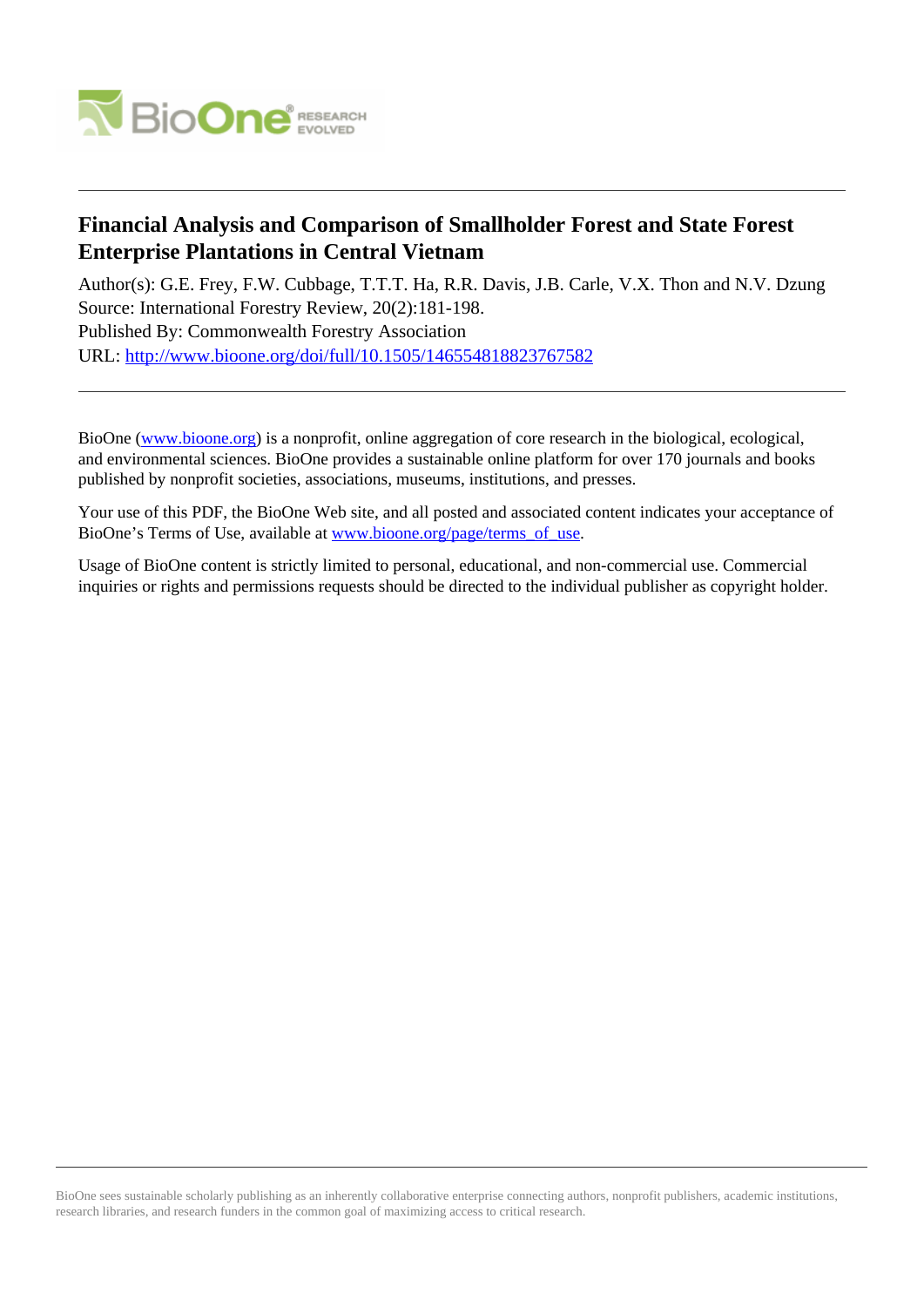# Financial Analysis and Comparison of Smallholder Forest and State Forest Enterprise Plantations in Central Vietnam

Author(s): G.E. Frey, F.W. Cubbage, T.T.T. Ha, R.R. Davis, J.B. Carle, V.X. Thon and N.V. Dzung
Source: International Forestry Review, 20(2):181-198.
Published By: Commonwealth Forestry Association
URL: http://www.bioone.org/doi/full/10.1505/146554818823767582

---

BioOne (www.bioone.org) is a nonprofit, online aggregation of core research in the biological, ecological, and environmental sciences. BioOne provides a sustainable online platform for over 170 journals and books published by nonprofit societies, associations, museums, institutions, and presses.

Your use of this PDF, the BioOne Web site, and all posted and associated content indicates your acceptance of BioOne's Terms of Use, available at www.bioone.org/page/terms_of_use.

Usage of BioOne content is strictly limited to personal, educational, and non-commercial use. Commercial inquiries or rights and permissions requests should be directed to the individual publisher as copyright holder.

---

BioOne sees sustainable scholarly publishing as an inherently collaborative enterprise connecting authors, nonprofit publishers, academic institutions, research libraries, and research funders in the common goal of maximizing access to critical research.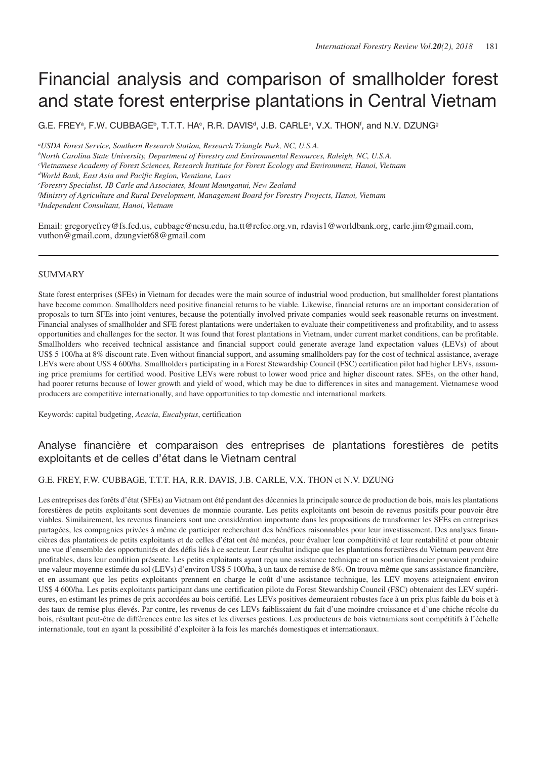# Financial analysis and comparison of smallholder forest and state forest enterprise plantations in Central Vietnam

G.E. FREY[a], F.W. CUBBAGE[b], T.T.T. HA[c], R.R. DAVIS[d], J.B. CARLE[e], V.X. THON[f], and N.V. DZUNG[g]

[a]*USDA Forest Service, Southern Research Station, Research Triangle Park, NC, U.S.A.*
[b]*North Carolina State University, Department of Forestry and Environmental Resources, Raleigh, NC, U.S.A.*
[c]*Vietnamese Academy of Forest Sciences, Research Institute for Forest Ecology and Environment, Hanoi, Vietnam*
[d]*World Bank, East Asia and Pacific Region, Vientiane, Laos*
[e]*Forestry Specialist, JB Carle and Associates, Mount Maunganui, New Zealand*
[f]*Ministry of Agriculture and Rural Development, Management Board for Forestry Projects, Hanoi, Vietnam*
[g]*Independent Consultant, Hanoi, Vietnam*

Email: gregoryefrey@fs.fed.us, cubbage@ncsu.edu, ha.tt@rcfee.org.vn, rdavis1@worldbank.org, carle.jim@gmail.com, vuthon@gmail.com, dzungviet68@gmail.com

## SUMMARY

State forest enterprises (SFEs) in Vietnam for decades were the main source of industrial wood production, but smallholder forest plantations have become common. Smallholders need positive financial returns to be viable. Likewise, financial returns are an important consideration of proposals to turn SFEs into joint ventures, because the potentially involved private companies would seek reasonable returns on investment. Financial analyses of smallholder and SFE forest plantations were undertaken to evaluate their competitiveness and profitability, and to assess opportunities and challenges for the sector. It was found that forest plantations in Vietnam, under current market conditions, can be profitable. Smallholders who received technical assistance and financial support could generate average land expectation values (LEVs) of about US$ 5 100/ha at 8% discount rate. Even without financial support, and assuming smallholders pay for the cost of technical assistance, average LEVs were about US$ 4 600/ha. Smallholders participating in a Forest Stewardship Council (FSC) certification pilot had higher LEVs, assuming price premiums for certified wood. Positive LEVs were robust to lower wood price and higher discount rates. SFEs, on the other hand, had poorer returns because of lower growth and yield of wood, which may be due to differences in sites and management. Vietnamese wood producers are competitive internationally, and have opportunities to tap domestic and international markets.

Keywords: capital budgeting, *Acacia*, *Eucalyptus*, certification

## Analyse financière et comparaison des entreprises de plantations forestières de petits exploitants et de celles d'état dans le Vietnam central

G.E. FREY, F.W. CUBBAGE, T.T.T. HA, R.R. DAVIS, J.B. CARLE, V.X. THON et N.V. DZUNG

Les entreprises des forêts d'état (SFEs) au Vietnam ont été pendant des décennies la principale source de production de bois, mais les plantations forestières de petits exploitants sont devenues de monnaie courante. Les petits exploitants ont besoin de revenus positifs pour pouvoir être viables. Similairement, les revenus financiers sont une considération importante dans les propositions de transformer les SFEs en entreprises partagées, les compagnies privées à même de participer recherchant des bénéfices raisonnables pour leur investissement. Des analyses financières des plantations de petits exploitants et de celles d'état ont été menées, pour évaluer leur compétitivité et leur rentabilité et pour obtenir une vue d'ensemble des opportunités et des défis liés à ce secteur. Leur résultat indique que les plantations forestières du Vietnam peuvent être profitables, dans leur condition présente. Les petits exploitants ayant reçu une assistance technique et un soutien financier pouvaient produire une valeur moyenne estimée du sol (LEVs) d'environ US$ 5 100/ha, à un taux de remise de 8%. On trouva même que sans assistance financière, et en assumant que les petits exploitants prennent en charge le coût d'une assistance technique, les LEV moyens atteignaient environ US$ 4 600/ha. Les petits exploitants participant dans une certification pilote du Forest Stewardship Council (FSC) obtenaient des LEV supérieures, en estimant les primes de prix accordées au bois certifié. Les LEVs positives demeuraient robustes face à un prix plus faible du bois et à des taux de remise plus élevés. Par contre, les revenus de ces LEVs faiblissaient du fait d'une moindre croissance et d'une chiche récolte du bois, résultant peut-être de différences entre les sites et les diverses gestions. Les producteurs de bois vietnamiens sont compétitifs à l'échelle internationale, tout en ayant la possibilité d'exploiter à la fois les marchés domestiques et internationaux.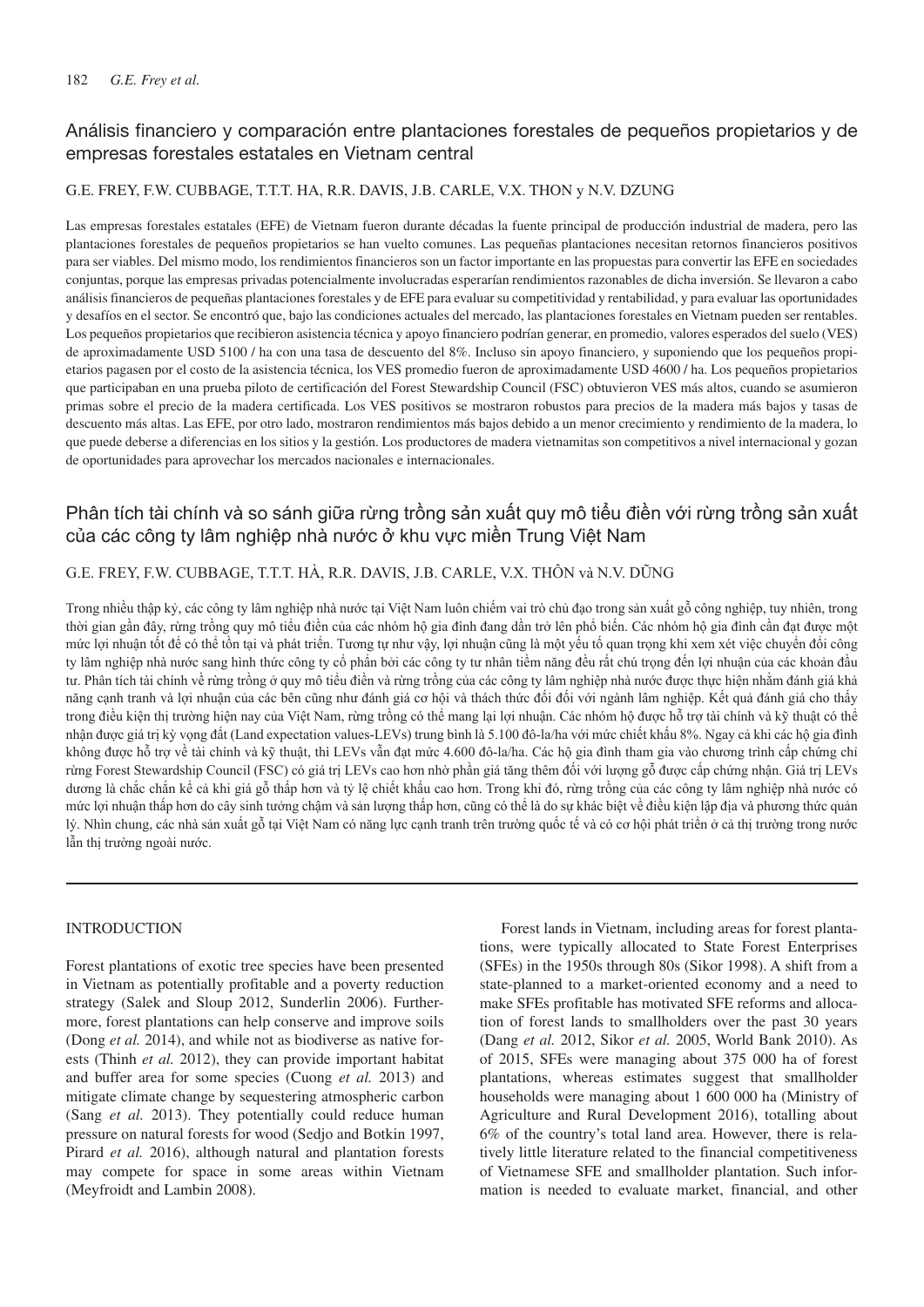## Análisis financiero y comparación entre plantaciones forestales de pequeños propietarios y de empresas forestales estatales en Vietnam central

G.E. FREY, F.W. CUBBAGE, T.T.T. HA, R.R. DAVIS, J.B. CARLE, V.X. THON y N.V. DZUNG

Las empresas forestales estatales (EFE) de Vietnam fueron durante décadas la fuente principal de producción industrial de madera, pero las plantaciones forestales de pequeños propietarios se han vuelto comunes. Las pequeñas plantaciones necesitan retornos financieros positivos para ser viables. Del mismo modo, los rendimientos financieros son un factor importante en las propuestas para convertir las EFE en sociedades conjuntas, porque las empresas privadas potencialmente involucradas esperarían rendimientos razonables de dicha inversión. Se llevaron a cabo análisis financieros de pequeñas plantaciones forestales y de EFE para evaluar su competitividad y rentabilidad, y para evaluar las oportunidades y desafíos en el sector. Se encontró que, bajo las condiciones actuales del mercado, las plantaciones forestales en Vietnam pueden ser rentables. Los pequeños propietarios que recibieron asistencia técnica y apoyo financiero podrían generar, en promedio, valores esperados del suelo (VES) de aproximadamente USD 5100 / ha con una tasa de descuento del 8%. Incluso sin apoyo financiero, y suponiendo que los pequeños propietarios pagasen por el costo de la asistencia técnica, los VES promedio fueron de aproximadamente USD 4600 / ha. Los pequeños propietarios que participaban en una prueba piloto de certificación del Forest Stewardship Council (FSC) obtuvieron VES más altos, cuando se asumieron primas sobre el precio de la madera certificada. Los VES positivos se mostraron robustos para precios de la madera más bajos y tasas de descuento más altas. Las EFE, por otro lado, mostraron rendimientos más bajos debido a un menor crecimiento y rendimiento de la madera, lo que puede deberse a diferencias en los sitios y la gestión. Los productores de madera vietnamitas son competitivos a nivel internacional y gozan de oportunidades para aprovechar los mercados nacionales e internacionales.

## Phân tích tài chính và so sánh giữa rừng trồng sản xuất quy mô tiểu điền với rừng trồng sản xuất của các công ty lâm nghiệp nhà nước ở khu vực miền Trung Việt Nam

G.E. FREY, F.W. CUBBAGE, T.T.T. HÀ, R.R. DAVIS, J.B. CARLE, V.X. THÔN và N.V. DŨNG

Trong nhiều thập kỷ, các công ty lâm nghiệp nhà nước tại Việt Nam luôn chiếm vai trò chủ đạo trong sản xuất gỗ công nghiệp, tuy nhiên, trong thời gian gần đây, rừng trồng quy mô tiểu điền của các nhóm hộ gia đình đang dần trở lên phổ biến. Các nhóm hộ gia đình cần đạt được một mức lợi nhuận tốt để có thể tồn tại và phát triển. Tương tự như vậy, lợi nhuận cũng là một yếu tố quan trọng khi xem xét việc chuyển đổi công ty lâm nghiệp nhà nước sang hình thức công ty cổ phần bởi các công ty tư nhân tiềm năng đều rất chú trọng đến lợi nhuận của các khoản đầu tư. Phân tích tài chính về rừng trồng ở quy mô tiểu điền và rừng trồng của các công ty lâm nghiệp nhà nước được thực hiện nhằm đánh giá khả năng cạnh tranh và lợi nhuận của các bên cũng như đánh giá cơ hội và thách thức đối đối với ngành lâm nghiệp. Kết quả đánh giá cho thấy trong điều kiện thị trường hiện nay của Việt Nam, rừng trồng có thể mang lại lợi nhuận. Các nhóm hộ được hỗ trợ tài chính và kỹ thuật có thể nhận được giá trị kỳ vọng đất (Land expectation values-LEVs) trung bình là 5.100 đô-la/ha với mức chiết khấu 8%. Ngay cả khi các hộ gia đình không được hỗ trợ về tài chính và kỹ thuật, thì LEVs vẫn đạt mức 4.600 đô-la/ha. Các hộ gia đình tham gia vào chương trình cấp chứng chỉ rừng Forest Stewardship Council (FSC) có giá trị LEVs cao hơn nhờ phần giá tăng thêm đối với lượng gỗ được cấp chứng nhận. Giá trị LEVs dương là chắc chắn kể cả khi giá gỗ thấp hơn và tỷ lệ chiết khấu cao hơn. Trong khi đó, rừng trồng của các công ty lâm nghiệp nhà nước có mức lợi nhuận thấp hơn do cây sinh trưởng chậm và sản lượng thấp hơn, cũng có thể là do sự khác biệt về điều kiện lập địa và phương thức quản lý. Nhìn chung, các nhà sản xuất gỗ tại Việt Nam có năng lực cạnh tranh trên trường quốc tế và có cơ hội phát triển ở cả thị trường trong nước lẫn thị trường ngoài nước.

## INTRODUCTION

Forest plantations of exotic tree species have been presented in Vietnam as potentially profitable and a poverty reduction strategy (Salek and Sloup 2012, Sunderlin 2006). Furthermore, forest plantations can help conserve and improve soils (Dong *et al.* 2014), and while not as biodiverse as native forests (Thinh *et al.* 2012), they can provide important habitat and buffer area for some species (Cuong *et al.* 2013) and mitigate climate change by sequestering atmospheric carbon (Sang *et al.* 2013). They potentially could reduce human pressure on natural forests for wood (Sedjo and Botkin 1997, Pirard *et al.* 2016), although natural and plantation forests may compete for space in some areas within Vietnam (Meyfroidt and Lambin 2008).

Forest lands in Vietnam, including areas for forest plantations, were typically allocated to State Forest Enterprises (SFEs) in the 1950s through 80s (Sikor 1998). A shift from a state-planned to a market-oriented economy and a need to make SFEs profitable has motivated SFE reforms and allocation of forest lands to smallholders over the past 30 years (Dang *et al.* 2012, Sikor *et al.* 2005, World Bank 2010). As of 2015, SFEs were managing about 375 000 ha of forest plantations, whereas estimates suggest that smallholder households were managing about 1 600 000 ha (Ministry of Agriculture and Rural Development 2016), totalling about 6% of the country's total land area. However, there is relatively little literature related to the financial competitiveness of Vietnamese SFE and smallholder plantation. Such information is needed to evaluate market, financial, and other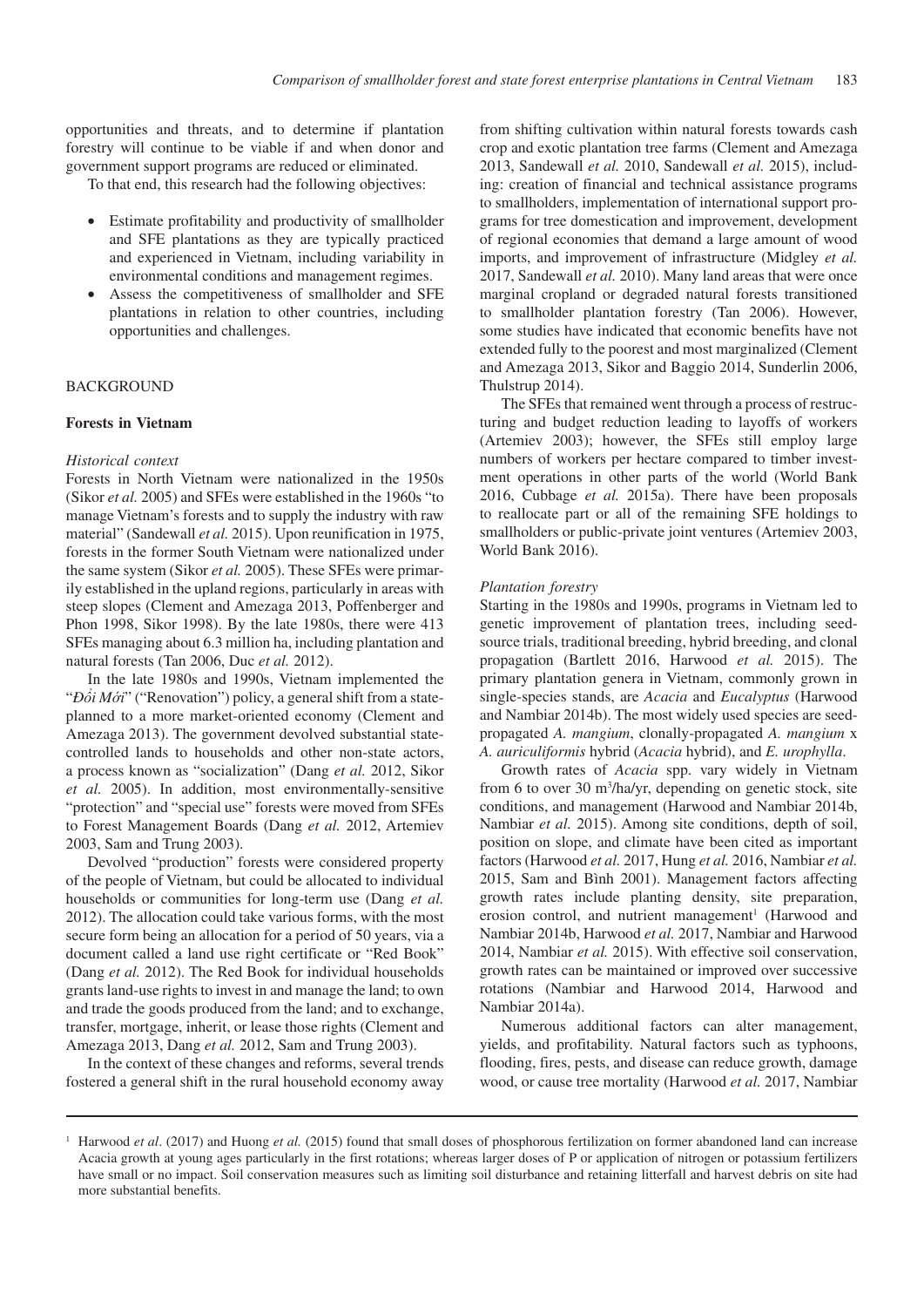opportunities and threats, and to determine if plantation forestry will continue to be viable if and when donor and government support programs are reduced or eliminated.

To that end, this research had the following objectives:

- Estimate profitability and productivity of smallholder and SFE plantations as they are typically practiced and experienced in Vietnam, including variability in environmental conditions and management regimes.
- Assess the competitiveness of smallholder and SFE plantations in relation to other countries, including opportunities and challenges.

## BACKGROUND

### Forests in Vietnam

#### *Historical context*

Forests in North Vietnam were nationalized in the 1950s (Sikor *et al.* 2005) and SFEs were established in the 1960s "to manage Vietnam's forests and to supply the industry with raw material" (Sandewall *et al.* 2015). Upon reunification in 1975, forests in the former South Vietnam were nationalized under the same system (Sikor *et al.* 2005). These SFEs were primarily established in the upland regions, particularly in areas with steep slopes (Clement and Amezaga 2013, Poffenberger and Phon 1998, Sikor 1998). By the late 1980s, there were 413 SFEs managing about 6.3 million ha, including plantation and natural forests (Tan 2006, Duc *et al.* 2012).

In the late 1980s and 1990s, Vietnam implemented the "*Đổi Mới*" ("Renovation") policy, a general shift from a state-planned to a more market-oriented economy (Clement and Amezaga 2013). The government devolved substantial state-controlled lands to households and other non-state actors, a process known as "socialization" (Dang *et al.* 2012, Sikor *et al.* 2005). In addition, most environmentally-sensitive "protection" and "special use" forests were moved from SFEs to Forest Management Boards (Dang *et al.* 2012, Artemiev 2003, Sam and Trung 2003).

Devolved "production" forests were considered property of the people of Vietnam, but could be allocated to individual households or communities for long-term use (Dang *et al.* 2012). The allocation could take various forms, with the most secure form being an allocation for a period of 50 years, via a document called a land use right certificate or "Red Book" (Dang *et al.* 2012). The Red Book for individual households grants land-use rights to invest in and manage the land; to own and trade the goods produced from the land; and to exchange, transfer, mortgage, inherit, or lease those rights (Clement and Amezaga 2013, Dang *et al.* 2012, Sam and Trung 2003).

In the context of these changes and reforms, several trends fostered a general shift in the rural household economy away from shifting cultivation within natural forests towards cash crop and exotic plantation tree farms (Clement and Amezaga 2013, Sandewall *et al.* 2010, Sandewall *et al.* 2015), including: creation of financial and technical assistance programs to smallholders, implementation of international support programs for tree domestication and improvement, development of regional economies that demand a large amount of wood imports, and improvement of infrastructure (Midgley *et al.* 2017, Sandewall *et al.* 2010). Many land areas that were once marginal cropland or degraded natural forests transitioned to smallholder plantation forestry (Tan 2006). However, some studies have indicated that economic benefits have not extended fully to the poorest and most marginalized (Clement and Amezaga 2013, Sikor and Baggio 2014, Sunderlin 2006, Thulstrup 2014).

The SFEs that remained went through a process of restructuring and budget reduction leading to layoffs of workers (Artemiev 2003); however, the SFEs still employ large numbers of workers per hectare compared to timber investment operations in other parts of the world (World Bank 2016, Cubbage *et al.* 2015a). There have been proposals to reallocate part or all of the remaining SFE holdings to smallholders or public-private joint ventures (Artemiev 2003, World Bank 2016).

#### *Plantation forestry*

Starting in the 1980s and 1990s, programs in Vietnam led to genetic improvement of plantation trees, including seed-source trials, traditional breeding, hybrid breeding, and clonal propagation (Bartlett 2016, Harwood *et al.* 2015). The primary plantation genera in Vietnam, commonly grown in single-species stands, are *Acacia* and *Eucalyptus* (Harwood and Nambiar 2014b). The most widely used species are seed-propagated *A. mangium*, clonally-propagated *A. mangium* x *A. auriculiformis* hybrid (*Acacia* hybrid), and *E. urophylla*.

Growth rates of *Acacia* spp. vary widely in Vietnam from 6 to over 30 $m^3$/ha/yr, depending on genetic stock, site conditions, and management (Harwood and Nambiar 2014b, Nambiar *et al.* 2015). Among site conditions, depth of soil, position on slope, and climate have been cited as important factors (Harwood *et al.* 2017, Hung *et al.* 2016, Nambiar *et al.* 2015, Sam and Bình 2001). Management factors affecting growth rates include planting density, site preparation, erosion control, and nutrient management[1] (Harwood and Nambiar 2014b, Harwood *et al.* 2017, Nambiar and Harwood 2014, Nambiar *et al.* 2015). With effective soil conservation, growth rates can be maintained or improved over successive rotations (Nambiar and Harwood 2014, Harwood and Nambiar 2014a).

Numerous additional factors can alter management, yields, and profitability. Natural factors such as typhoons, flooding, fires, pests, and disease can reduce growth, damage wood, or cause tree mortality (Harwood *et al.* 2017, Nambiar

[1] Harwood *et al*. (2017) and Huong *et al.* (2015) found that small doses of phosphorous fertilization on former abandoned land can increase Acacia growth at young ages particularly in the first rotations; whereas larger doses of P or application of nitrogen or potassium fertilizers have small or no impact. Soil conservation measures such as limiting soil disturbance and retaining litterfall and harvest debris on site had more substantial benefits.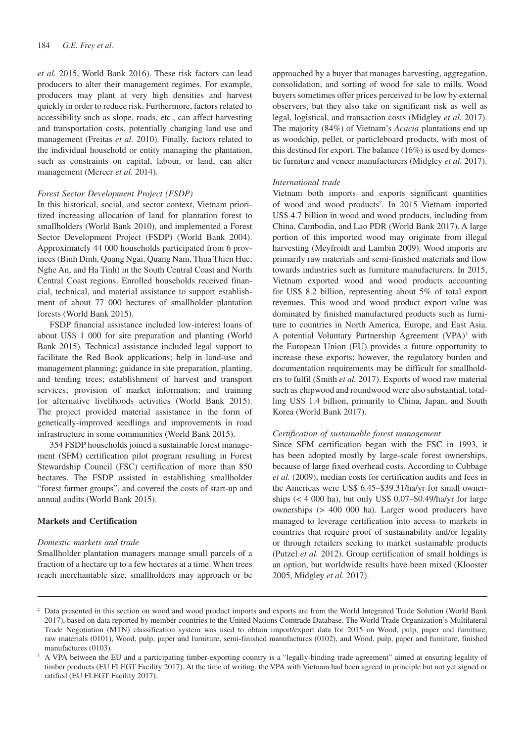*et al.* 2015, World Bank 2016). These risk factors can lead producers to alter their management regimes. For example, producers may plant at very high densities and harvest quickly in order to reduce risk. Furthermore, factors related to accessibility such as slope, roads, etc., can affect harvesting and transportation costs, potentially changing land use and management (Freitas *et al.* 2010). Finally, factors related to the individual household or entity managing the plantation, such as constraints on capital, labour, or land, can alter management (Mercer *et al.* 2014).

*Forest Sector Development Project (FSDP)*

In this historical, social, and sector context, Vietnam prioritized increasing allocation of land for plantation forest to smallholders (World Bank 2010), and implemented a Forest Sector Development Project (FSDP) (World Bank 2004). Approximately 44 000 households participated from 6 provinces (Binh Dinh, Quang Ngai, Quang Nam, Thua Thien Hue, Nghe An, and Ha Tinh) in the South Central Coast and North Central Coast regions. Enrolled households received financial, technical, and material assistance to support establishment of about 77 000 hectares of smallholder plantation forests (World Bank 2015).

FSDP financial assistance included low-interest loans of about US$ 1 000 for site preparation and planting (World Bank 2015). Technical assistance included legal support to facilitate the Red Book applications; help in land-use and management planning; guidance in site preparation, planting, and tending trees; establishment of harvest and transport services; provision of market information; and training for alternative livelihoods activities (World Bank 2015). The project provided material assistance in the form of genetically-improved seedlings and improvements in road infrastructure in some communities (World Bank 2015).

354 FSDP households joined a sustainable forest management (SFM) certification pilot program resulting in Forest Stewardship Council (FSC) certification of more than 850 hectares. The FSDP assisted in establishing smallholder "forest farmer groups", and covered the costs of start-up and annual audits (World Bank 2015).

**Markets and Certification**

*Domestic markets and trade*

Smallholder plantation managers manage small parcels of a fraction of a hectare up to a few hectares at a time. When trees reach merchantable size, smallholders may approach or be approached by a buyer that manages harvesting, aggregation, consolidation, and sorting of wood for sale to mills. Wood buyers sometimes offer prices perceived to be low by external observers, but they also take on significant risk as well as legal, logistical, and transaction costs (Midgley *et al.* 2017). The majority (84%) of Vietnam's *Acacia* plantations end up as woodchip, pellet, or particleboard products, with most of this destined for export. The balance (16%) is used by domestic furniture and veneer manufacturers (Midgley *et al.* 2017).

*International trade*

Vietnam both imports and exports significant quantities of wood and wood products[2]. In 2015 Vietnam imported US$ 4.7 billion in wood and wood products, including from China, Cambodia, and Lao PDR (World Bank 2017). A large portion of this imported wood may originate from illegal harvesting (Meyfroidt and Lambin 2009). Wood imports are primarily raw materials and semi-finished materials and flow towards industries such as furniture manufacturers. In 2015, Vietnam exported wood and wood products accounting for US$ 8.2 billion, representing about 5% of total export revenues. This wood and wood product export value was dominated by finished manufactured products such as furniture to countries in North America, Europe, and East Asia. A potential Voluntary Partnership Agreement (VPA)[3] with the European Union (EU) provides a future opportunity to increase these exports; however, the regulatory burden and documentation requirements may be difficult for smallholders to fulfil (Smith *et al.* 2017). Exports of wood raw material such as chipwood and roundwood were also substantial, totalling US$ 1.4 billion, primarily to China, Japan, and South Korea (World Bank 2017).

*Certification of sustainable forest management*

Since SFM certification began with the FSC in 1993, it has been adopted mostly by large-scale forest ownerships, because of large fixed overhead costs. According to Cubbage *et al.* (2009), median costs for certification audits and fees in the Americas were US$ 6.45–$39.31/ha/yr for small ownerships (< 4 000 ha), but only US$ 0.07–$0.49/ha/yr for large ownerships (> 400 000 ha). Larger wood producers have managed to leverage certification into access to markets in countries that require proof of sustainability and/or legality or through retailers seeking to market sustainable products (Putzel *et al.* 2012). Group certification of small holdings is an option, but worldwide results have been mixed (Klooster 2005, Midgley *et al.* 2017).

---

[2] Data presented in this section on wood and wood product imports and exports are from the World Integrated Trade Solution (World Bank 2017), based on data reported by member countries to the United Nations Comtrade Database. The World Trade Organization's Multilateral Trade Negotiation (MTN) classification system was used to obtain import/export data for 2015 on Wood, pulp, paper and furniture, raw materials (0101), Wood, pulp, paper and furniture, semi-finished manufactures (0102), and Wood, pulp, paper and furniture, finished manufactures (0103).

[3] A VPA between the EU and a participating timber-exporting country is a "legally-binding trade agreement" aimed at ensuring legality of timber products (EU FLEGT Facility 2017). At the time of writing, the VPA with Vietnam had been agreed in principle but not yet signed or ratified (EU FLEGT Facility 2017).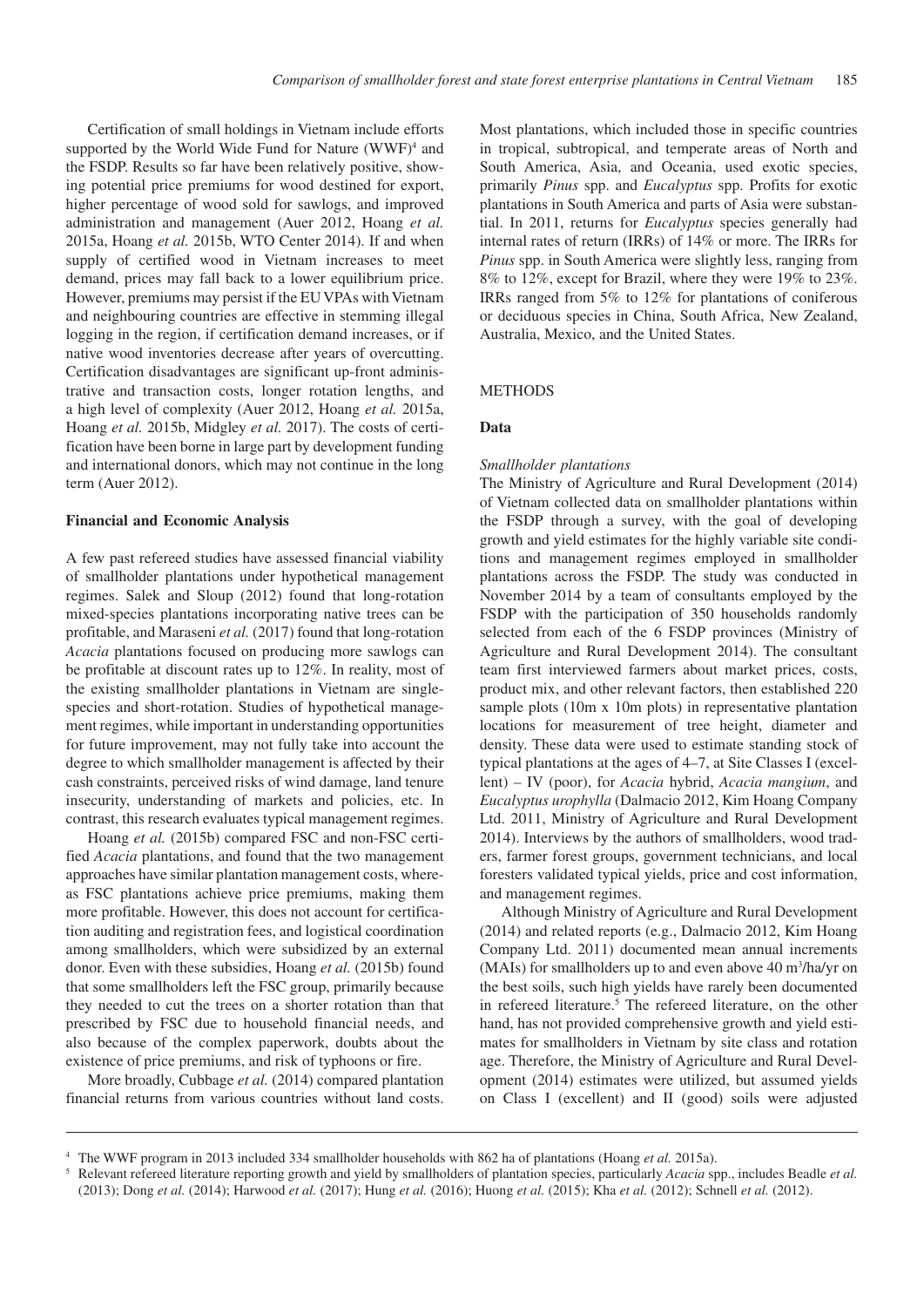Certification of small holdings in Vietnam include efforts supported by the World Wide Fund for Nature (WWF)[4] and the FSDP. Results so far have been relatively positive, showing potential price premiums for wood destined for export, higher percentage of wood sold for sawlogs, and improved administration and management (Auer 2012, Hoang *et al.* 2015a, Hoang *et al.* 2015b, WTO Center 2014). If and when supply of certified wood in Vietnam increases to meet demand, prices may fall back to a lower equilibrium price. However, premiums may persist if the EU VPAs with Vietnam and neighbouring countries are effective in stemming illegal logging in the region, if certification demand increases, or if native wood inventories decrease after years of overcutting. Certification disadvantages are significant up-front administrative and transaction costs, longer rotation lengths, and a high level of complexity (Auer 2012, Hoang *et al.* 2015a, Hoang *et al.* 2015b, Midgley *et al.* 2017). The costs of certification have been borne in large part by development funding and international donors, which may not continue in the long term (Auer 2012).

### Financial and Economic Analysis

A few past refereed studies have assessed financial viability of smallholder plantations under hypothetical management regimes. Salek and Sloup (2012) found that long-rotation mixed-species plantations incorporating native trees can be profitable, and Maraseni *et al.* (2017) found that long-rotation *Acacia* plantations focused on producing more sawlogs can be profitable at discount rates up to 12%. In reality, most of the existing smallholder plantations in Vietnam are single-species and short-rotation. Studies of hypothetical management regimes, while important in understanding opportunities for future improvement, may not fully take into account the degree to which smallholder management is affected by their cash constraints, perceived risks of wind damage, land tenure insecurity, understanding of markets and policies, etc. In contrast, this research evaluates typical management regimes.

Hoang *et al.* (2015b) compared FSC and non-FSC certified *Acacia* plantations, and found that the two management approaches have similar plantation management costs, whereas FSC plantations achieve price premiums, making them more profitable. However, this does not account for certification auditing and registration fees, and logistical coordination among smallholders, which were subsidized by an external donor. Even with these subsidies, Hoang *et al.* (2015b) found that some smallholders left the FSC group, primarily because they needed to cut the trees on a shorter rotation than that prescribed by FSC due to household financial needs, and also because of the complex paperwork, doubts about the existence of price premiums, and risk of typhoons or fire.

More broadly, Cubbage *et al.* (2014) compared plantation financial returns from various countries without land costs. Most plantations, which included those in specific countries in tropical, subtropical, and temperate areas of North and South America, Asia, and Oceania, used exotic species, primarily *Pinus* spp. and *Eucalyptus* spp. Profits for exotic plantations in South America and parts of Asia were substantial. In 2011, returns for *Eucalyptus* species generally had internal rates of return (IRRs) of 14% or more. The IRRs for *Pinus* spp. in South America were slightly less, ranging from 8% to 12%, except for Brazil, where they were 19% to 23%. IRRs ranged from 5% to 12% for plantations of coniferous or deciduous species in China, South Africa, New Zealand, Australia, Mexico, and the United States.

## METHODS

### Data

#### *Smallholder plantations*

The Ministry of Agriculture and Rural Development (2014) of Vietnam collected data on smallholder plantations within the FSDP through a survey, with the goal of developing growth and yield estimates for the highly variable site conditions and management regimes employed in smallholder plantations across the FSDP. The study was conducted in November 2014 by a team of consultants employed by the FSDP with the participation of 350 households randomly selected from each of the 6 FSDP provinces (Ministry of Agriculture and Rural Development 2014). The consultant team first interviewed farmers about market prices, costs, product mix, and other relevant factors, then established 220 sample plots (10m x 10m plots) in representative plantation locations for measurement of tree height, diameter and density. These data were used to estimate standing stock of typical plantations at the ages of 4–7, at Site Classes I (excellent) – IV (poor), for *Acacia* hybrid, *Acacia mangium*, and *Eucalyptus urophylla* (Dalmacio 2012, Kim Hoang Company Ltd. 2011, Ministry of Agriculture and Rural Development 2014). Interviews by the authors of smallholders, wood traders, farmer forest groups, government technicians, and local foresters validated typical yields, price and cost information, and management regimes.

Although Ministry of Agriculture and Rural Development (2014) and related reports (e.g., Dalmacio 2012, Kim Hoang Company Ltd. 2011) documented mean annual increments (MAIs) for smallholders up to and even above 40 $m^3$/ha/yr on the best soils, such high yields have rarely been documented in refereed literature.[5] The refereed literature, on the other hand, has not provided comprehensive growth and yield estimates for smallholders in Vietnam by site class and rotation age. Therefore, the Ministry of Agriculture and Rural Development (2014) estimates were utilized, but assumed yields on Class I (excellent) and II (good) soils were adjusted

---

[4] The WWF program in 2013 included 334 smallholder households with 862 ha of plantations (Hoang *et al.* 2015a).

[5] Relevant refereed literature reporting growth and yield by smallholders of plantation species, particularly *Acacia* spp., includes Beadle *et al.* (2013); Dong *et al.* (2014); Harwood *et al.* (2017); Hung *et al.* (2016); Huong *et al.* (2015); Kha *et al.* (2012); Schnell *et al.* (2012).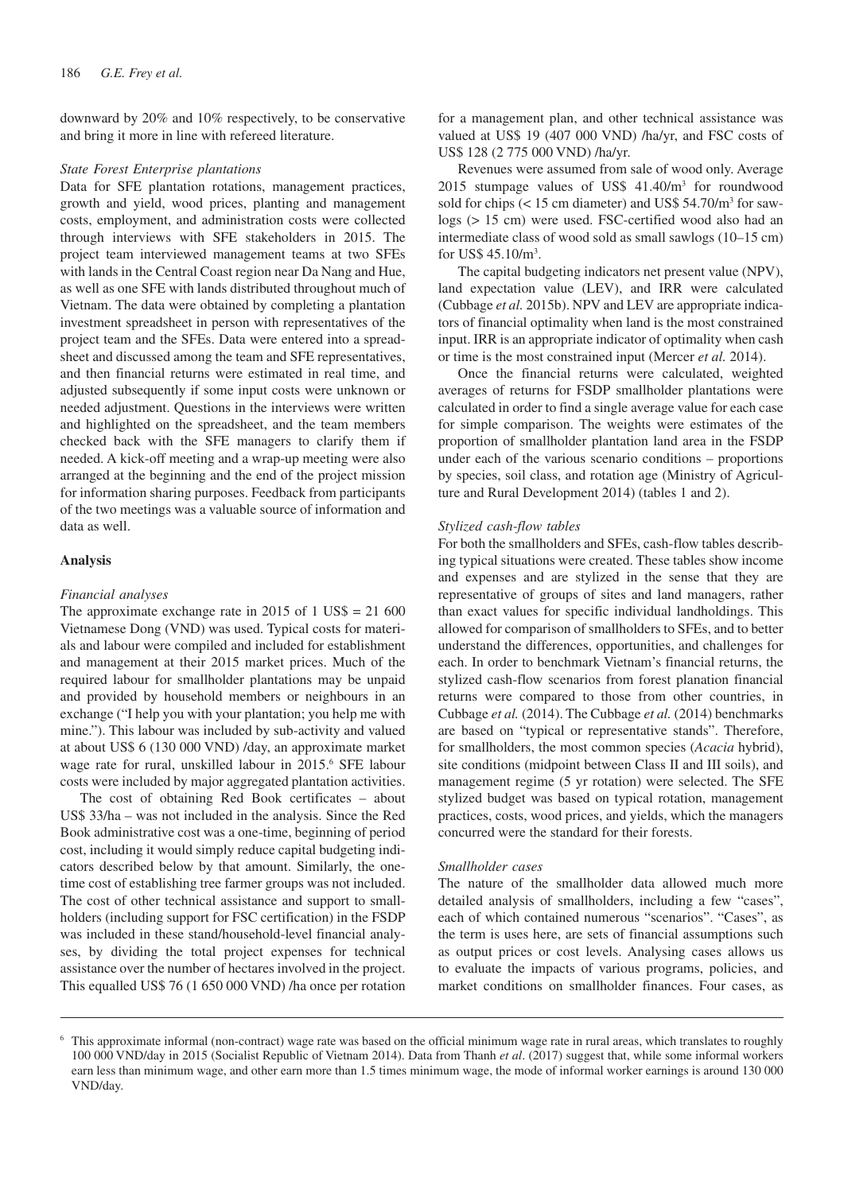downward by 20% and 10% respectively, to be conservative and bring it more in line with refereed literature.

*State Forest Enterprise plantations*

Data for SFE plantation rotations, management practices, growth and yield, wood prices, planting and management costs, employment, and administration costs were collected through interviews with SFE stakeholders in 2015. The project team interviewed management teams at two SFEs with lands in the Central Coast region near Da Nang and Hue, as well as one SFE with lands distributed throughout much of Vietnam. The data were obtained by completing a plantation investment spreadsheet in person with representatives of the project team and the SFEs. Data were entered into a spreadsheet and discussed among the team and SFE representatives, and then financial returns were estimated in real time, and adjusted subsequently if some input costs were unknown or needed adjustment. Questions in the interviews were written and highlighted on the spreadsheet, and the team members checked back with the SFE managers to clarify them if needed. A kick-off meeting and a wrap-up meeting were also arranged at the beginning and the end of the project mission for information sharing purposes. Feedback from participants of the two meetings was a valuable source of information and data as well.

**Analysis**

*Financial analyses*

The approximate exchange rate in 2015 of 1 US$ = 21 600 Vietnamese Dong (VND) was used. Typical costs for materials and labour were compiled and included for establishment and management at their 2015 market prices. Much of the required labour for smallholder plantations may be unpaid and provided by household members or neighbours in an exchange ("I help you with your plantation; you help me with mine."). This labour was included by sub-activity and valued at about US$ 6 (130 000 VND) /day, an approximate market wage rate for rural, unskilled labour in 2015.[6] SFE labour costs were included by major aggregated plantation activities.

The cost of obtaining Red Book certificates – about US$ 33/ha – was not included in the analysis. Since the Red Book administrative cost was a one-time, beginning of period cost, including it would simply reduce capital budgeting indicators described below by that amount. Similarly, the one-time cost of establishing tree farmer groups was not included. The cost of other technical assistance and support to smallholders (including support for FSC certification) in the FSDP was included in these stand/household-level financial analyses, by dividing the total project expenses for technical assistance over the number of hectares involved in the project. This equalled US$ 76 (1 650 000 VND) /ha once per rotation for a management plan, and other technical assistance was valued at US$ 19 (407 000 VND) /ha/yr, and FSC costs of US$ 128 (2 775 000 VND) /ha/yr.

Revenues were assumed from sale of wood only. Average 2015 stumpage values of US$ 41.40/m$^3$ for roundwood sold for chips (< 15 cm diameter) and US$ 54.70/m$^3$ for sawlogs (> 15 cm) were used. FSC-certified wood also had an intermediate class of wood sold as small sawlogs (10–15 cm) for US$ 45.10/m$^3$.

The capital budgeting indicators net present value (NPV), land expectation value (LEV), and IRR were calculated (Cubbage *et al.* 2015b). NPV and LEV are appropriate indicators of financial optimality when land is the most constrained input. IRR is an appropriate indicator of optimality when cash or time is the most constrained input (Mercer *et al.* 2014).

Once the financial returns were calculated, weighted averages of returns for FSDP smallholder plantations were calculated in order to find a single average value for each case for simple comparison. The weights were estimates of the proportion of smallholder plantation land area in the FSDP under each of the various scenario conditions – proportions by species, soil class, and rotation age (Ministry of Agriculture and Rural Development 2014) (tables 1 and 2).

*Stylized cash-flow tables*

For both the smallholders and SFEs, cash-flow tables describing typical situations were created. These tables show income and expenses and are stylized in the sense that they are representative of groups of sites and land managers, rather than exact values for specific individual landholdings. This allowed for comparison of smallholders to SFEs, and to better understand the differences, opportunities, and challenges for each. In order to benchmark Vietnam's financial returns, the stylized cash-flow scenarios from forest planation financial returns were compared to those from other countries, in Cubbage *et al.* (2014). The Cubbage *et al.* (2014) benchmarks are based on "typical or representative stands". Therefore, for smallholders, the most common species (*Acacia* hybrid), site conditions (midpoint between Class II and III soils), and management regime (5 yr rotation) were selected. The SFE stylized budget was based on typical rotation, management practices, costs, wood prices, and yields, which the managers concurred were the standard for their forests.

*Smallholder cases*

The nature of the smallholder data allowed much more detailed analysis of smallholders, including a few "cases", each of which contained numerous "scenarios". "Cases", as the term is uses here, are sets of financial assumptions such as output prices or cost levels. Analysing cases allows us to evaluate the impacts of various programs, policies, and market conditions on smallholder finances. Four cases, as

[6] This approximate informal (non-contract) wage rate was based on the official minimum wage rate in rural areas, which translates to roughly 100 000 VND/day in 2015 (Socialist Republic of Vietnam 2014). Data from Thanh *et al*. (2017) suggest that, while some informal workers earn less than minimum wage, and other earn more than 1.5 times minimum wage, the mode of informal worker earnings is around 130 000 VND/day.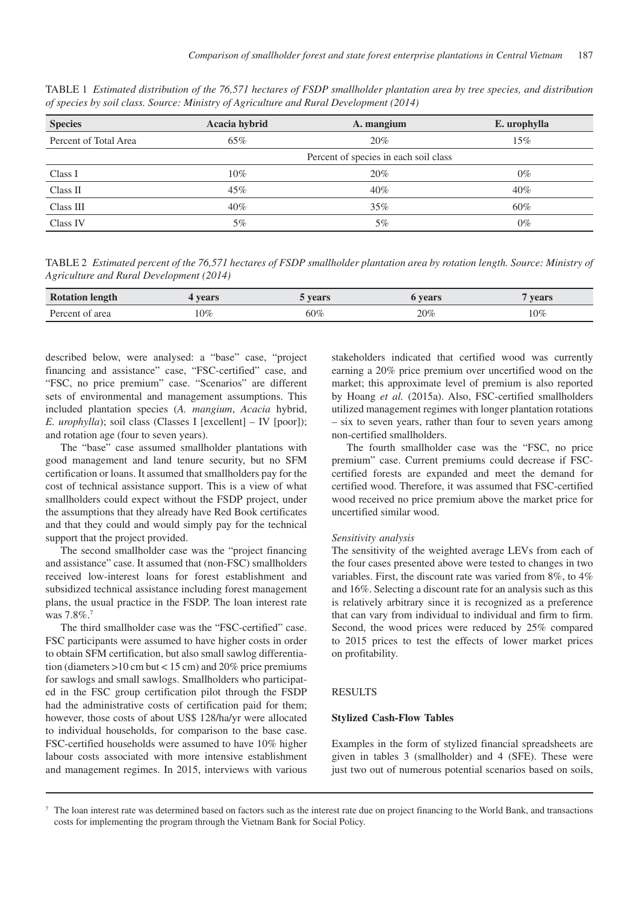TABLE 1 *Estimated distribution of the 76,571 hectares of FSDP smallholder plantation area by tree species, and distribution of species by soil class. Source: Ministry of Agriculture and Rural Development (2014)*

| Species | Acacia hybrid | A. mangium | E. urophylla |
|---|---|---|---|
| Percent of Total Area | 65% | 20% | 15% |
| | | Percent of species in each soil class | |
| Class I | 10% | 20% | 0% |
| Class II | 45% | 40% | 40% |
| Class III | 40% | 35% | 60% |
| Class IV | 5% | 5% | 0% |

TABLE 2 *Estimated percent of the 76,571 hectares of FSDP smallholder plantation area by rotation length. Source: Ministry of Agriculture and Rural Development (2014)*

| Rotation length | 4 years | 5 years | 6 years | 7 years |
|---|---|---|---|---|
| Percent of area | 10% | 60% | 20% | 10% |

described below, were analysed: a "base" case, "project financing and assistance" case, "FSC-certified" case, and "FSC, no price premium" case. "Scenarios" are different sets of environmental and management assumptions. This included plantation species (*A. mangium*, *Acacia* hybrid, *E. urophylla*); soil class (Classes I [excellent] – IV [poor]); and rotation age (four to seven years).

The "base" case assumed smallholder plantations with good management and land tenure security, but no SFM certification or loans. It assumed that smallholders pay for the cost of technical assistance support. This is a view of what smallholders could expect without the FSDP project, under the assumptions that they already have Red Book certificates and that they could and would simply pay for the technical support that the project provided.

The second smallholder case was the "project financing and assistance" case. It assumed that (non-FSC) smallholders received low-interest loans for forest establishment and subsidized technical assistance including forest management plans, the usual practice in the FSDP. The loan interest rate was 7.8%.[7]

The third smallholder case was the "FSC-certified" case. FSC participants were assumed to have higher costs in order to obtain SFM certification, but also small sawlog differentiation (diameters >10 cm but < 15 cm) and 20% price premiums for sawlogs and small sawlogs. Smallholders who participated in the FSC group certification pilot through the FSDP had the administrative costs of certification paid for them; however, those costs of about US$ 128/ha/yr were allocated to individual households, for comparison to the base case. FSC-certified households were assumed to have 10% higher labour costs associated with more intensive establishment and management regimes. In 2015, interviews with various stakeholders indicated that certified wood was currently earning a 20% price premium over uncertified wood on the market; this approximate level of premium is also reported by Hoang *et al.* (2015a). Also, FSC-certified smallholders utilized management regimes with longer plantation rotations – six to seven years, rather than four to seven years among non-certified smallholders.

The fourth smallholder case was the "FSC, no price premium" case. Current premiums could decrease if FSC-certified forests are expanded and meet the demand for certified wood. Therefore, it was assumed that FSC-certified wood received no price premium above the market price for uncertified similar wood.

*Sensitivity analysis*

The sensitivity of the weighted average LEVs from each of the four cases presented above were tested to changes in two variables. First, the discount rate was varied from 8%, to 4% and 16%. Selecting a discount rate for an analysis such as this is relatively arbitrary since it is recognized as a preference that can vary from individual to individual and firm to firm. Second, the wood prices were reduced by 25% compared to 2015 prices to test the effects of lower market prices on profitability.

## RESULTS

### Stylized Cash-Flow Tables

Examples in the form of stylized financial spreadsheets are given in tables 3 (smallholder) and 4 (SFE). These were just two out of numerous potential scenarios based on soils,

[7] The loan interest rate was determined based on factors such as the interest rate due on project financing to the World Bank, and transactions costs for implementing the program through the Vietnam Bank for Social Policy.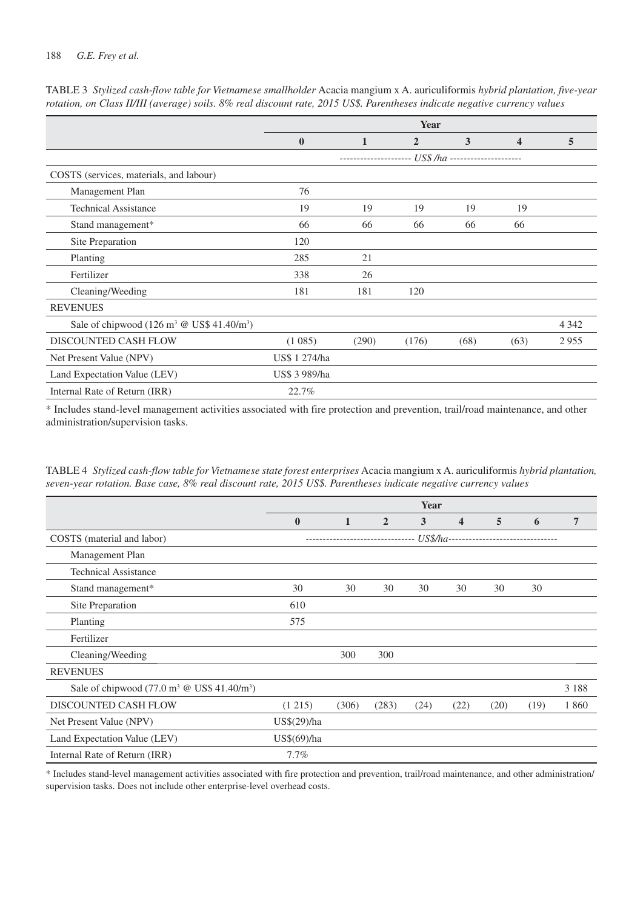TABLE 3 *Stylized cash-flow table for Vietnamese smallholder* Acacia mangium x A. auriculiformis *hybrid plantation, five-year rotation, on Class II/III (average) soils. 8% real discount rate, 2015 US$. Parentheses indicate negative currency values*

| | Year | | | | | |
|---|---|---|---|---|---|---|
| | **0** | **1** | **2** | **3** | **4** | **5** |
| | --------------------- *US$ /ha* --------------------- | | | | | |
| COSTS (services, materials, and labour) | | | | | | |
| Management Plan | 76 | | | | | |
| Technical Assistance | 19 | 19 | 19 | 19 | 19 | |
| Stand management* | 66 | 66 | 66 | 66 | 66 | |
| Site Preparation | 120 | | | | | |
| Planting | 285 | 21 | | | | |
| Fertilizer | 338 | 26 | | | | |
| Cleaning/Weeding | 181 | 181 | 120 | | | |
| REVENUES | | | | | | |
| Sale of chipwood (126 m³ @ US$ 41.40/m³) | | | | | | 4 342 |
| DISCOUNTED CASH FLOW | (1 085) | (290) | (176) | (68) | (63) | 2 955 |
| Net Present Value (NPV) | US$ 1 274/ha | | | | | |
| Land Expectation Value (LEV) | US$ 3 989/ha | | | | | |
| Internal Rate of Return (IRR) | 22.7% | | | | | |

\* Includes stand-level management activities associated with fire protection and prevention, trail/road maintenance, and other administration/supervision tasks.

TABLE 4 *Stylized cash-flow table for Vietnamese state forest enterprises* Acacia mangium x A. auriculiformis *hybrid plantation, seven-year rotation. Base case, 8% real discount rate, 2015 US$. Parentheses indicate negative currency values*

| | Year | | | | | | | |
|---|---|---|---|---|---|---|---|---|
| | **0** | **1** | **2** | **3** | **4** | **5** | **6** | **7** |
| COSTS (material and labor) | -------------------------------- *US$/ha* -------------------------------- | | | | | | | |
| Management Plan | | | | | | | | |
| Technical Assistance | | | | | | | | |
| Stand management* | 30 | 30 | 30 | 30 | 30 | 30 | 30 | |
| Site Preparation | 610 | | | | | | | |
| Planting | 575 | | | | | | | |
| Fertilizer | | | | | | | | |
| Cleaning/Weeding | | 300 | 300 | | | | | |
| REVENUES | | | | | | | | |
| Sale of chipwood (77.0 m³ @ US$ 41.40/m³) | | | | | | | | 3 188 |
| DISCOUNTED CASH FLOW | (1 215) | (306) | (283) | (24) | (22) | (20) | (19) | 1 860 |
| Net Present Value (NPV) | US$(29)/ha | | | | | | | |
| Land Expectation Value (LEV) | US$(69)/ha | | | | | | | |
| Internal Rate of Return (IRR) | 7.7% | | | | | | | |

\* Includes stand-level management activities associated with fire protection and prevention, trail/road maintenance, and other administration/supervision tasks. Does not include other enterprise-level overhead costs.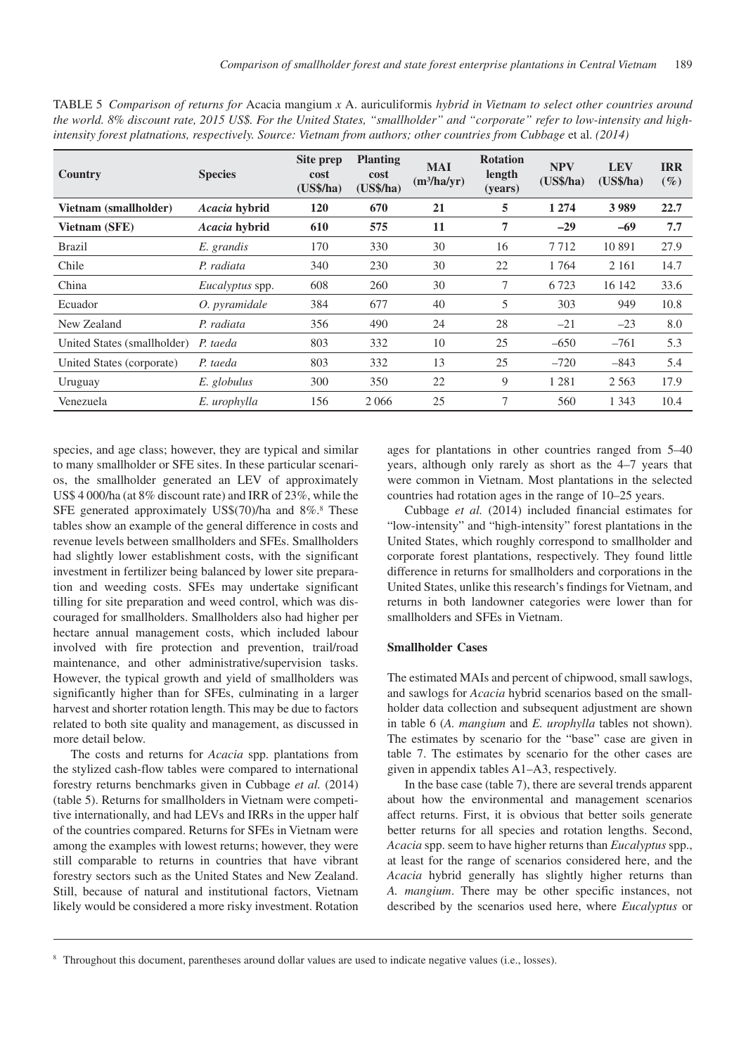TABLE 5 *Comparison of returns for* Acacia mangium *x* A. auriculiformis *hybrid in Vietnam to select other countries around the world. 8% discount rate, 2015 US$. For the United States, "smallholder" and "corporate" refer to low-intensity and high-intensity forest platnations, respectively. Source: Vietnam from authors; other countries from Cubbage* et al. *(2014)*

| Country | Species | Site prep cost (US$/ha) | Planting cost (US$/ha) | MAI ($m^3$/ha/yr) | Rotation length (years) | NPV (US$/ha) | LEV (US$/ha) | IRR (%) |
|---|---|---|---|---|---|---|---|---|
| **Vietnam (smallholder)** | ***Acacia* hybrid** | **120** | **670** | **21** | **5** | **1 274** | **3 989** | **22.7** |
| **Vietnam (SFE)** | ***Acacia* hybrid** | **610** | **575** | **11** | **7** | **–29** | **–69** | **7.7** |
| Brazil | *E. grandis* | 170 | 330 | 30 | 16 | 7 712 | 10 891 | 27.9 |
| Chile | *P. radiata* | 340 | 230 | 30 | 22 | 1 764 | 2 161 | 14.7 |
| China | *Eucalyptus* spp. | 608 | 260 | 30 | 7 | 6 723 | 16 142 | 33.6 |
| Ecuador | *O. pyramidale* | 384 | 677 | 40 | 5 | 303 | 949 | 10.8 |
| New Zealand | *P. radiata* | 356 | 490 | 24 | 28 | –21 | –23 | 8.0 |
| United States (smallholder) | *P. taeda* | 803 | 332 | 10 | 25 | –650 | –761 | 5.3 |
| United States (corporate) | *P. taeda* | 803 | 332 | 13 | 25 | –720 | –843 | 5.4 |
| Uruguay | *E. globulus* | 300 | 350 | 22 | 9 | 1 281 | 2 563 | 17.9 |
| Venezuela | *E. urophylla* | 156 | 2 066 | 25 | 7 | 560 | 1 343 | 10.4 |

species, and age class; however, they are typical and similar to many smallholder or SFE sites. In these particular scenarios, the smallholder generated an LEV of approximately US$ 4 000/ha (at 8% discount rate) and IRR of 23%, while the SFE generated approximately US$(70)/ha and 8%.[8] These tables show an example of the general difference in costs and revenue levels between smallholders and SFEs. Smallholders had slightly lower establishment costs, with the significant investment in fertilizer being balanced by lower site preparation and weeding costs. SFEs may undertake significant tilling for site preparation and weed control, which was discouraged for smallholders. Smallholders also had higher per hectare annual management costs, which included labour involved with fire protection and prevention, trail/road maintenance, and other administrative/supervision tasks. However, the typical growth and yield of smallholders was significantly higher than for SFEs, culminating in a larger harvest and shorter rotation length. This may be due to factors related to both site quality and management, as discussed in more detail below.

The costs and returns for *Acacia* spp. plantations from the stylized cash-flow tables were compared to international forestry returns benchmarks given in Cubbage *et al.* (2014) (table 5). Returns for smallholders in Vietnam were competitive internationally, and had LEVs and IRRs in the upper half of the countries compared. Returns for SFEs in Vietnam were among the examples with lowest returns; however, they were still comparable to returns in countries that have vibrant forestry sectors such as the United States and New Zealand. Still, because of natural and institutional factors, Vietnam likely would be considered a more risky investment. Rotation ages for plantations in other countries ranged from 5–40 years, although only rarely as short as the 4–7 years that were common in Vietnam. Most plantations in the selected countries had rotation ages in the range of 10–25 years.

Cubbage *et al.* (2014) included financial estimates for "low-intensity" and "high-intensity" forest plantations in the United States, which roughly correspond to smallholder and corporate forest plantations, respectively. They found little difference in returns for smallholders and corporations in the United States, unlike this research's findings for Vietnam, and returns in both landowner categories were lower than for smallholders and SFEs in Vietnam.

### Smallholder Cases

The estimated MAIs and percent of chipwood, small sawlogs, and sawlogs for *Acacia* hybrid scenarios based on the smallholder data collection and subsequent adjustment are shown in table 6 (*A. mangium* and *E. urophylla* tables not shown). The estimates by scenario for the "base" case are given in table 7. The estimates by scenario for the other cases are given in appendix tables A1–A3, respectively.

In the base case (table 7), there are several trends apparent about how the environmental and management scenarios affect returns. First, it is obvious that better soils generate better returns for all species and rotation lengths. Second, *Acacia* spp. seem to have higher returns than *Eucalyptus* spp., at least for the range of scenarios considered here, and the *Acacia* hybrid generally has slightly higher returns than *A. mangium*. There may be other specific instances, not described by the scenarios used here, where *Eucalyptus* or

[8] Throughout this document, parentheses around dollar values are used to indicate negative values (i.e., losses).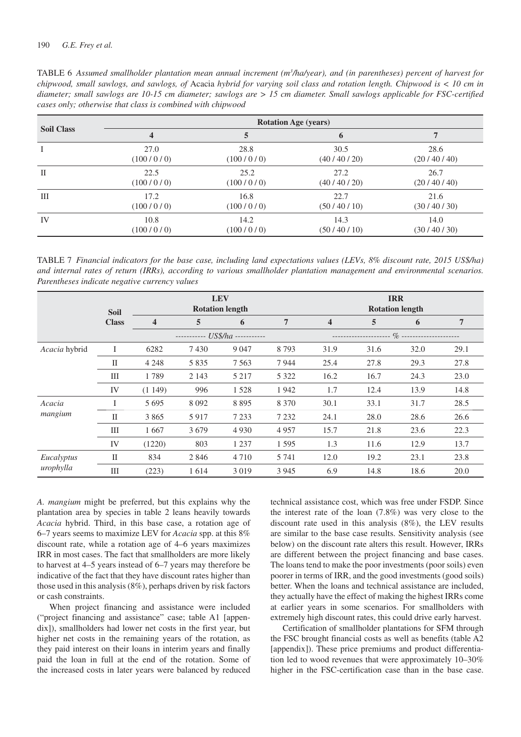TABLE 6 *Assumed smallholder plantation mean annual increment (m³/ha/year), and (in parentheses) percent of harvest for chipwood, small sawlogs, and sawlogs, of* Acacia *hybrid for varying soil class and rotation length. Chipwood is < 10 cm in diameter; small sawlogs are 10-15 cm diameter; sawlogs are > 15 cm diameter. Small sawlogs applicable for FSC-certified cases only; otherwise that class is combined with chipwood*

| Soil Class | Rotation Age (years) | | | |
|---|---|---|---|---|
| | 4 | 5 | 6 | 7 |
| I | 27.0 (100 / 0 / 0) | 28.8 (100 / 0 / 0) | 30.5 (40 / 40 / 20) | 28.6 (20 / 40 / 40) |
| II | 22.5 (100 / 0 / 0) | 25.2 (100 / 0 / 0) | 27.2 (40 / 40 / 20) | 26.7 (20 / 40 / 40) |
| III | 17.2 (100 / 0 / 0) | 16.8 (100 / 0 / 0) | 22.7 (50 / 40 / 10) | 21.6 (30 / 40 / 30) |
| IV | 10.8 (100 / 0 / 0) | 14.2 (100 / 0 / 0) | 14.3 (50 / 40 / 10) | 14.0 (30 / 40 / 30) |

TABLE 7 *Financial indicators for the base case, including land expectations values (LEVs, 8% discount rate, 2015 US$/ha) and internal rates of return (IRRs), according to various smallholder plantation management and environmental scenarios. Parentheses indicate negative currency values*

| | Soil Class | LEV Rotation length | | | | IRR Rotation length | | | |
|---|---|---|---|---|---|---|---|---|---|
| | | 4 | 5 | 6 | 7 | 4 | 5 | 6 | 7 |
| | | US$/ha | | | | % | | | |
| *Acacia* hybrid | I | 6282 | 7 430 | 9 047 | 8 793 | 31.9 | 31.6 | 32.0 | 29.1 |
| | II | 4 248 | 5 835 | 7 563 | 7 944 | 25.4 | 27.8 | 29.3 | 27.8 |
| | III | 1 789 | 2 143 | 5 217 | 5 322 | 16.2 | 16.7 | 24.3 | 23.0 |
| | IV | (1 149) | 996 | 1 528 | 1 942 | 1.7 | 12.4 | 13.9 | 14.8 |
| *Acacia mangium* | I | 5 695 | 8 092 | 8 895 | 8 370 | 30.1 | 33.1 | 31.7 | 28.5 |
| | II | 3 865 | 5 917 | 7 233 | 7 232 | 24.1 | 28.0 | 28.6 | 26.6 |
| | III | 1 667 | 3 679 | 4 930 | 4 957 | 15.7 | 21.8 | 23.6 | 22.3 |
| | IV | (1220) | 803 | 1 237 | 1 595 | 1.3 | 11.6 | 12.9 | 13.7 |
| *Eucalyptus urophylla* | II | 834 | 2 846 | 4 710 | 5 741 | 12.0 | 19.2 | 23.1 | 23.8 |
| | III | (223) | 1 614 | 3 019 | 3 945 | 6.9 | 14.8 | 18.6 | 20.0 |

*A. mangium* might be preferred, but this explains why the plantation area by species in table 2 leans heavily towards *Acacia* hybrid. Third, in this base case, a rotation age of 6–7 years seems to maximize LEV for *Acacia* spp. at this 8% discount rate, while a rotation age of 4–6 years maximizes IRR in most cases. The fact that smallholders are more likely to harvest at 4–5 years instead of 6–7 years may therefore be indicative of the fact that they have discount rates higher than those used in this analysis (8%), perhaps driven by risk factors or cash constraints.

When project financing and assistance were included ("project financing and assistance" case; table A1 [appendix]), smallholders had lower net costs in the first year, but higher net costs in the remaining years of the rotation, as they paid interest on their loans in interim years and finally paid the loan in full at the end of the rotation. Some of the increased costs in later years were balanced by reduced technical assistance cost, which was free under FSDP. Since the interest rate of the loan (7.8%) was very close to the discount rate used in this analysis (8%), the LEV results are similar to the base case results. Sensitivity analysis (see below) on the discount rate alters this result. However, IRRs are different between the project financing and base cases. The loans tend to make the poor investments (poor soils) even poorer in terms of IRR, and the good investments (good soils) better. When the loans and technical assistance are included, they actually have the effect of making the highest IRRs come at earlier years in some scenarios. For smallholders with extremely high discount rates, this could drive early harvest.

Certification of smallholder plantations for SFM through the FSC brought financial costs as well as benefits (table A2 [appendix]). These price premiums and product differentiation led to wood revenues that were approximately 10–30% higher in the FSC-certification case than in the base case.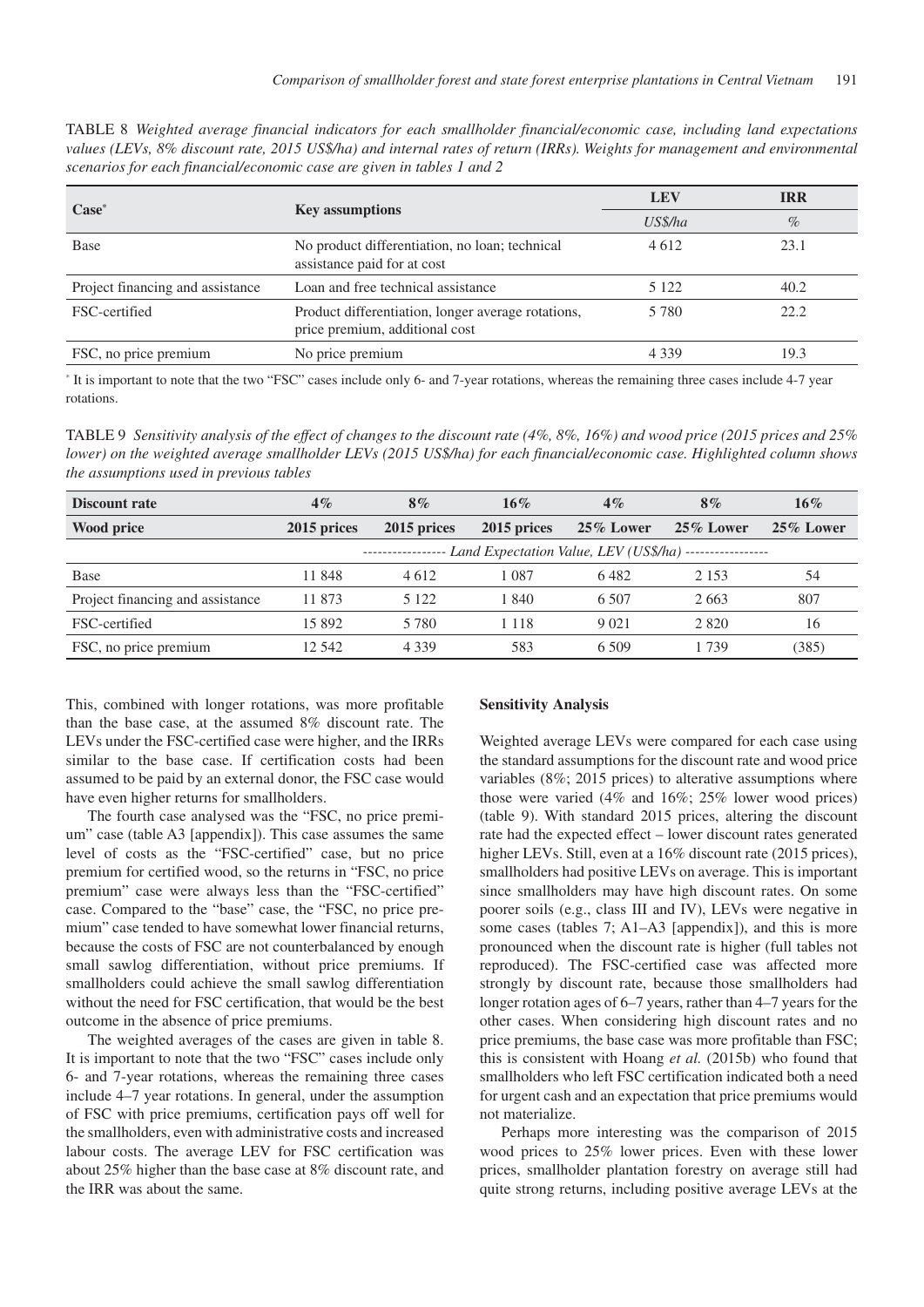TABLE 8 *Weighted average financial indicators for each smallholder financial/economic case, including land expectations values (LEVs, 8% discount rate, 2015 US$/ha) and internal rates of return (IRRs). Weights for management and environmental scenarios for each financial/economic case are given in tables 1 and 2*

| **Case*** | **Key assumptions** | **LEV** | **IRR** |
|---|---|---|---|
| | | *US$/ha* | *%* |
| Base | No product differentiation, no loan; technical assistance paid for at cost | 4 612 | 23.1 |
| Project financing and assistance | Loan and free technical assistance | 5 122 | 40.2 |
| FSC-certified | Product differentiation, longer average rotations, price premium, additional cost | 5 780 | 22.2 |
| FSC, no price premium | No price premium | 4 339 | 19.3 |

\* It is important to note that the two "FSC" cases include only 6- and 7-year rotations, whereas the remaining three cases include 4-7 year rotations.

TABLE 9 *Sensitivity analysis of the effect of changes to the discount rate (4%, 8%, 16%) and wood price (2015 prices and 25% lower) on the weighted average smallholder LEVs (2015 US$/ha) for each financial/economic case. Highlighted column shows the assumptions used in previous tables*

| **Discount rate** | **4%** | **8%** | **16%** | **4%** | **8%** | **16%** |
|---|---|---|---|---|---|---|
| **Wood price** | **2015 prices** | **2015 prices** | **2015 prices** | **25% Lower** | **25% Lower** | **25% Lower** |
| | ----------------- *Land Expectation Value, LEV (US$/ha)* ----------------- | | | | | |
| Base | 11 848 | 4 612 | 1 087 | 6 482 | 2 153 | 54 |
| Project financing and assistance | 11 873 | 5 122 | 1 840 | 6 507 | 2 663 | 807 |
| FSC-certified | 15 892 | 5 780 | 1 118 | 9 021 | 2 820 | 16 |
| FSC, no price premium | 12 542 | 4 339 | 583 | 6 509 | 1 739 | (385) |

This, combined with longer rotations, was more profitable than the base case, at the assumed 8% discount rate. The LEVs under the FSC-certified case were higher, and the IRRs similar to the base case. If certification costs had been assumed to be paid by an external donor, the FSC case would have even higher returns for smallholders.

The fourth case analysed was the "FSC, no price premium" case (table A3 [appendix]). This case assumes the same level of costs as the "FSC-certified" case, but no price premium for certified wood, so the returns in "FSC, no price premium" case were always less than the "FSC-certified" case. Compared to the "base" case, the "FSC, no price premium" case tended to have somewhat lower financial returns, because the costs of FSC are not counterbalanced by enough small sawlog differentiation, without price premiums. If smallholders could achieve the small sawlog differentiation without the need for FSC certification, that would be the best outcome in the absence of price premiums.

The weighted averages of the cases are given in table 8. It is important to note that the two "FSC" cases include only 6- and 7-year rotations, whereas the remaining three cases include 4–7 year rotations. In general, under the assumption of FSC with price premiums, certification pays off well for the smallholders, even with administrative costs and increased labour costs. The average LEV for FSC certification was about 25% higher than the base case at 8% discount rate, and the IRR was about the same.

**Sensitivity Analysis**

Weighted average LEVs were compared for each case using the standard assumptions for the discount rate and wood price variables (8%; 2015 prices) to alterative assumptions where those were varied (4% and 16%; 25% lower wood prices) (table 9). With standard 2015 prices, altering the discount rate had the expected effect – lower discount rates generated higher LEVs. Still, even at a 16% discount rate (2015 prices), smallholders had positive LEVs on average. This is important since smallholders may have high discount rates. On some poorer soils (e.g., class III and IV), LEVs were negative in some cases (tables 7; A1–A3 [appendix]), and this is more pronounced when the discount rate is higher (full tables not reproduced). The FSC-certified case was affected more strongly by discount rate, because those smallholders had longer rotation ages of 6–7 years, rather than 4–7 years for the other cases. When considering high discount rates and no price premiums, the base case was more profitable than FSC; this is consistent with Hoang *et al.* (2015b) who found that smallholders who left FSC certification indicated both a need for urgent cash and an expectation that price premiums would not materialize.

Perhaps more interesting was the comparison of 2015 wood prices to 25% lower prices. Even with these lower prices, smallholder plantation forestry on average still had quite strong returns, including positive average LEVs at the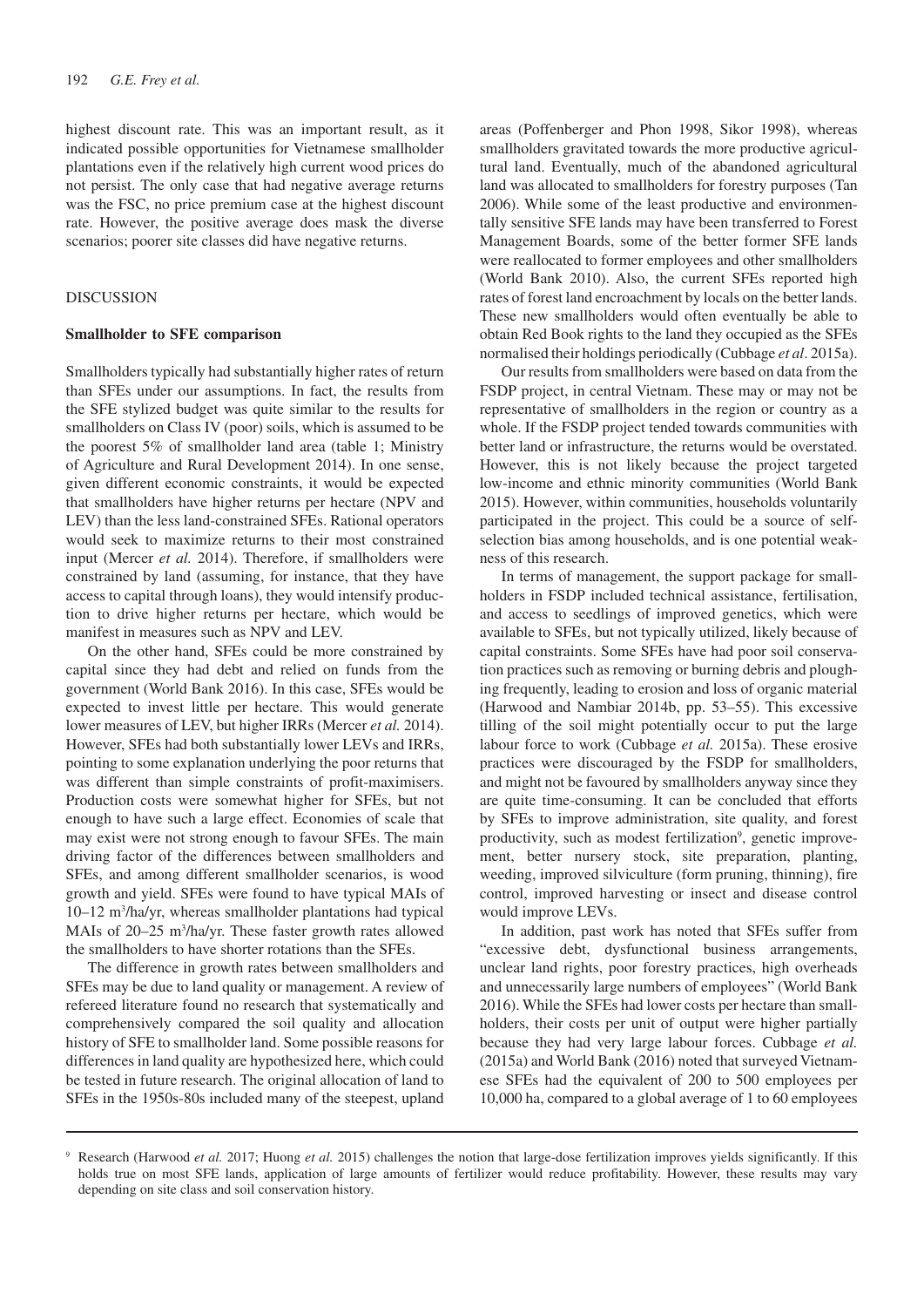highest discount rate. This was an important result, as it indicated possible opportunities for Vietnamese smallholder plantations even if the relatively high current wood prices do not persist. The only case that had negative average returns was the FSC, no price premium case at the highest discount rate. However, the positive average does mask the diverse scenarios; poorer site classes did have negative returns.

## DISCUSSION

### Smallholder to SFE comparison

Smallholders typically had substantially higher rates of return than SFEs under our assumptions. In fact, the results from the SFE stylized budget was quite similar to the results for smallholders on Class IV (poor) soils, which is assumed to be the poorest 5% of smallholder land area (table 1; Ministry of Agriculture and Rural Development 2014). In one sense, given different economic constraints, it would be expected that smallholders have higher returns per hectare (NPV and LEV) than the less land-constrained SFEs. Rational operators would seek to maximize returns to their most constrained input (Mercer *et al.* 2014). Therefore, if smallholders were constrained by land (assuming, for instance, that they have access to capital through loans), they would intensify production to drive higher returns per hectare, which would be manifest in measures such as NPV and LEV.

On the other hand, SFEs could be more constrained by capital since they had debt and relied on funds from the government (World Bank 2016). In this case, SFEs would be expected to invest little per hectare. This would generate lower measures of LEV, but higher IRRs (Mercer *et al.* 2014). However, SFEs had both substantially lower LEVs and IRRs, pointing to some explanation underlying the poor returns that was different than simple constraints of profit-maximisers. Production costs were somewhat higher for SFEs, but not enough to have such a large effect. Economies of scale that may exist were not strong enough to favour SFEs. The main driving factor of the differences between smallholders and SFEs, and among different smallholder scenarios, is wood growth and yield. SFEs were found to have typical MAIs of 10–12 $m^3$/ha/yr, whereas smallholder plantations had typical MAIs of 20–25 $m^3$/ha/yr. These faster growth rates allowed the smallholders to have shorter rotations than the SFEs.

The difference in growth rates between smallholders and SFEs may be due to land quality or management. A review of refereed literature found no research that systematically and comprehensively compared the soil quality and allocation history of SFE to smallholder land. Some possible reasons for differences in land quality are hypothesized here, which could be tested in future research. The original allocation of land to SFEs in the 1950s-80s included many of the steepest, upland areas (Poffenberger and Phon 1998, Sikor 1998), whereas smallholders gravitated towards the more productive agricultural land. Eventually, much of the abandoned agricultural land was allocated to smallholders for forestry purposes (Tan 2006). While some of the least productive and environmentally sensitive SFE lands may have been transferred to Forest Management Boards, some of the better former SFE lands were reallocated to former employees and other smallholders (World Bank 2010). Also, the current SFEs reported high rates of forest land encroachment by locals on the better lands. These new smallholders would often eventually be able to obtain Red Book rights to the land they occupied as the SFEs normalised their holdings periodically (Cubbage *et al*. 2015a).

Our results from smallholders were based on data from the FSDP project, in central Vietnam. These may or may not be representative of smallholders in the region or country as a whole. If the FSDP project tended towards communities with better land or infrastructure, the returns would be overstated. However, this is not likely because the project targeted low-income and ethnic minority communities (World Bank 2015). However, within communities, households voluntarily participated in the project. This could be a source of self-selection bias among households, and is one potential weakness of this research.

In terms of management, the support package for smallholders in FSDP included technical assistance, fertilisation, and access to seedlings of improved genetics, which were available to SFEs, but not typically utilized, likely because of capital constraints. Some SFEs have had poor soil conservation practices such as removing or burning debris and ploughing frequently, leading to erosion and loss of organic material (Harwood and Nambiar 2014b, pp. 53–55). This excessive tilling of the soil might potentially occur to put the large labour force to work (Cubbage *et al.* 2015a). These erosive practices were discouraged by the FSDP for smallholders, and might not be favoured by smallholders anyway since they are quite time-consuming. It can be concluded that efforts by SFEs to improve administration, site quality, and forest productivity, such as modest fertilization[9], genetic improvement, better nursery stock, site preparation, planting, weeding, improved silviculture (form pruning, thinning), fire control, improved harvesting or insect and disease control would improve LEVs.

In addition, past work has noted that SFEs suffer from "excessive debt, dysfunctional business arrangements, unclear land rights, poor forestry practices, high overheads and unnecessarily large numbers of employees" (World Bank 2016). While the SFEs had lower costs per hectare than smallholders, their costs per unit of output were higher partially because they had very large labour forces. Cubbage *et al.* (2015a) and World Bank (2016) noted that surveyed Vietnamese SFEs had the equivalent of 200 to 500 employees per 10,000 ha, compared to a global average of 1 to 60 employees

---

[9] Research (Harwood *et al.* 2017; Huong *et al.* 2015) challenges the notion that large-dose fertilization improves yields significantly. If this holds true on most SFE lands, application of large amounts of fertilizer would reduce profitability. However, these results may vary depending on site class and soil conservation history.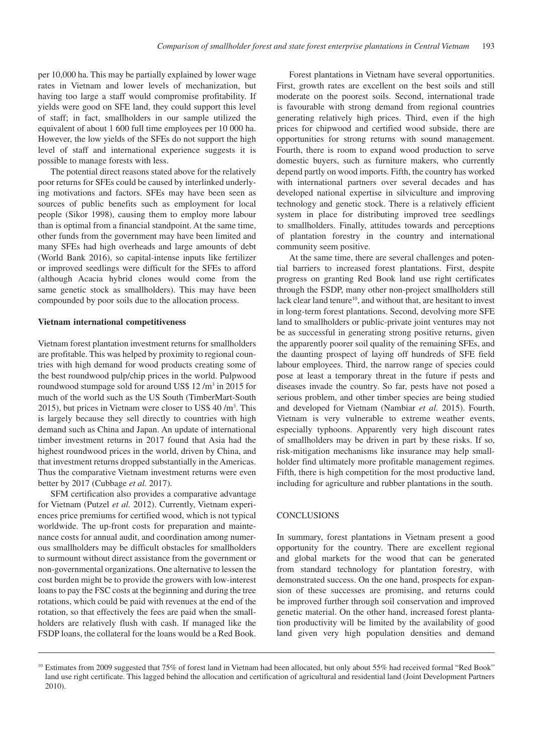per 10,000 ha. This may be partially explained by lower wage rates in Vietnam and lower levels of mechanization, but having too large a staff would compromise profitability. If yields were good on SFE land, they could support this level of staff; in fact, smallholders in our sample utilized the equivalent of about 1 600 full time employees per 10 000 ha. However, the low yields of the SFEs do not support the high level of staff and international experience suggests it is possible to manage forests with less.

The potential direct reasons stated above for the relatively poor returns for SFEs could be caused by interlinked underlying motivations and factors. SFEs may have been seen as sources of public benefits such as employment for local people (Sikor 1998), causing them to employ more labour than is optimal from a financial standpoint. At the same time, other funds from the government may have been limited and many SFEs had high overheads and large amounts of debt (World Bank 2016), so capital-intense inputs like fertilizer or improved seedlings were difficult for the SFEs to afford (although Acacia hybrid clones would come from the same genetic stock as smallholders). This may have been compounded by poor soils due to the allocation process.

#### Vietnam international competitiveness

Vietnam forest plantation investment returns for smallholders are profitable. This was helped by proximity to regional countries with high demand for wood products creating some of the best roundwood pulp/chip prices in the world. Pulpwood roundwood stumpage sold for around US$ 12 /m$^3$ in 2015 for much of the world such as the US South (TimberMart-South 2015), but prices in Vietnam were closer to US$ 40 /m$^3$. This is largely because they sell directly to countries with high demand such as China and Japan. An update of international timber investment returns in 2017 found that Asia had the highest roundwood prices in the world, driven by China, and that investment returns dropped substantially in the Americas. Thus the comparative Vietnam investment returns were even better by 2017 (Cubbage *et al.* 2017).

SFM certification also provides a comparative advantage for Vietnam (Putzel *et al.* 2012). Currently, Vietnam experiences price premiums for certified wood, which is not typical worldwide. The up-front costs for preparation and maintenance costs for annual audit, and coordination among numerous smallholders may be difficult obstacles for smallholders to surmount without direct assistance from the government or non-governmental organizations. One alternative to lessen the cost burden might be to provide the growers with low-interest loans to pay the FSC costs at the beginning and during the tree rotations, which could be paid with revenues at the end of the rotation, so that effectively the fees are paid when the smallholders are relatively flush with cash. If managed like the FSDP loans, the collateral for the loans would be a Red Book.

Forest plantations in Vietnam have several opportunities. First, growth rates are excellent on the best soils and still moderate on the poorest soils. Second, international trade is favourable with strong demand from regional countries generating relatively high prices. Third, even if the high prices for chipwood and certified wood subside, there are opportunities for strong returns with sound management. Fourth, there is room to expand wood production to serve domestic buyers, such as furniture makers, who currently depend partly on wood imports. Fifth, the country has worked with international partners over several decades and has developed national expertise in silviculture and improving technology and genetic stock. There is a relatively efficient system in place for distributing improved tree seedlings to smallholders. Finally, attitudes towards and perceptions of plantation forestry in the country and international community seem positive.

At the same time, there are several challenges and potential barriers to increased forest plantations. First, despite progress on granting Red Book land use right certificates through the FSDP, many other non-project smallholders still lack clear land tenure[10], and without that, are hesitant to invest in long-term forest plantations. Second, devolving more SFE land to smallholders or public-private joint ventures may not be as successful in generating strong positive returns, given the apparently poorer soil quality of the remaining SFEs, and the daunting prospect of laying off hundreds of SFE field labour employees. Third, the narrow range of species could pose at least a temporary threat in the future if pests and diseases invade the country. So far, pests have not posed a serious problem, and other timber species are being studied and developed for Vietnam (Nambiar *et al.* 2015). Fourth, Vietnam is very vulnerable to extreme weather events, especially typhoons. Apparently very high discount rates of smallholders may be driven in part by these risks. If so, risk-mitigation mechanisms like insurance may help smallholder find ultimately more profitable management regimes. Fifth, there is high competition for the most productive land, including for agriculture and rubber plantations in the south.

## CONCLUSIONS

In summary, forest plantations in Vietnam present a good opportunity for the country. There are excellent regional and global markets for the wood that can be generated from standard technology for plantation forestry, with demonstrated success. On the one hand, prospects for expansion of these successes are promising, and returns could be improved further through soil conservation and improved genetic material. On the other hand, increased forest plantation productivity will be limited by the availability of good land given very high population densities and demand

---

[10] Estimates from 2009 suggested that 75% of forest land in Vietnam had been allocated, but only about 55% had received formal "Red Book" land use right certificate. This lagged behind the allocation and certification of agricultural and residential land (Joint Development Partners 2010).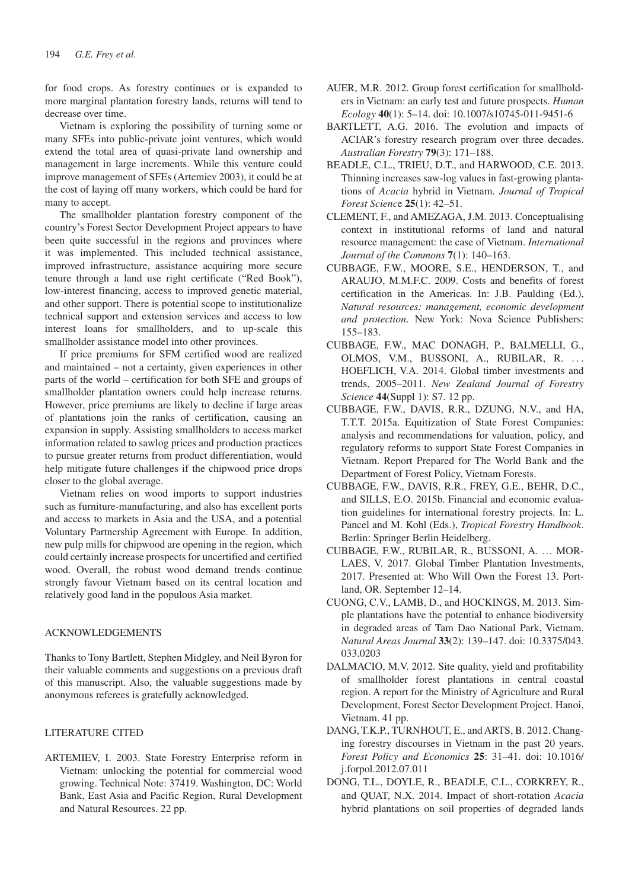for food crops. As forestry continues or is expanded to more marginal plantation forestry lands, returns will tend to decrease over time.

Vietnam is exploring the possibility of turning some or many SFEs into public-private joint ventures, which would extend the total area of quasi-private land ownership and management in large increments. While this venture could improve management of SFEs (Artemiev 2003), it could be at the cost of laying off many workers, which could be hard for many to accept.

The smallholder plantation forestry component of the country's Forest Sector Development Project appears to have been quite successful in the regions and provinces where it was implemented. This included technical assistance, improved infrastructure, assistance acquiring more secure tenure through a land use right certificate ("Red Book"), low-interest financing, access to improved genetic material, and other support. There is potential scope to institutionalize technical support and extension services and access to low interest loans for smallholders, and to up-scale this smallholder assistance model into other provinces.

If price premiums for SFM certified wood are realized and maintained – not a certainty, given experiences in other parts of the world – certification for both SFE and groups of smallholder plantation owners could help increase returns. However, price premiums are likely to decline if large areas of plantations join the ranks of certification, causing an expansion in supply. Assisting smallholders to access market information related to sawlog prices and production practices to pursue greater returns from product differentiation, would help mitigate future challenges if the chipwood price drops closer to the global average.

Vietnam relies on wood imports to support industries such as furniture-manufacturing, and also has excellent ports and access to markets in Asia and the USA, and a potential Voluntary Partnership Agreement with Europe. In addition, new pulp mills for chipwood are opening in the region, which could certainly increase prospects for uncertified and certified wood. Overall, the robust wood demand trends continue strongly favour Vietnam based on its central location and relatively good land in the populous Asia market.

## ACKNOWLEDGEMENTS

Thanks to Tony Bartlett, Stephen Midgley, and Neil Byron for their valuable comments and suggestions on a previous draft of this manuscript. Also, the valuable suggestions made by anonymous referees is gratefully acknowledged.

## LITERATURE CITED

ARTEMIEV, I. 2003. State Forestry Enterprise reform in Vietnam: unlocking the potential for commercial wood growing. Technical Note: 37419. Washington, DC: World Bank, East Asia and Pacific Region, Rural Development and Natural Resources. 22 pp.

AUER, M.R. 2012. Group forest certification for smallholders in Vietnam: an early test and future prospects. *Human Ecology* **40**(1): 5–14. doi: 10.1007/s10745-011-9451-6

BARTLETT, A.G. 2016. The evolution and impacts of ACIAR's forestry research program over three decades. *Australian Forestry* **79**(3): 171–188.

BEADLE, C.L., TRIEU, D.T., and HARWOOD, C.E. 2013. Thinning increases saw-log values in fast-growing plantations of *Acacia* hybrid in Vietnam. *Journal of Tropical Forest Science* **25**(1): 42–51.

CLEMENT, F., and AMEZAGA, J.M. 2013. Conceptualising context in institutional reforms of land and natural resource management: the case of Vietnam. *International Journal of the Commons* **7**(1): 140–163.

CUBBAGE, F.W., MOORE, S.E., HENDERSON, T., and ARAUJO, M.M.F.C. 2009. Costs and benefits of forest certification in the Americas. In: J.B. Paulding (Ed.), *Natural resources: management, economic development and protection*. New York: Nova Science Publishers: 155–183.

CUBBAGE, F.W., MAC DONAGH, P., BALMELLI, G., OLMOS, V.M., BUSSONI, A., RUBILAR, R. … HOEFLICH, V.A. 2014. Global timber investments and trends, 2005–2011. *New Zealand Journal of Forestry Science* **44**(Suppl 1): S7. 12 pp.

CUBBAGE, F.W., DAVIS, R.R., DZUNG, N.V., and HA, T.T.T. 2015a. Equitization of State Forest Companies: analysis and recommendations for valuation, policy, and regulatory reforms to support State Forest Companies in Vietnam. Report Prepared for The World Bank and the Department of Forest Policy, Vietnam Forests.

CUBBAGE, F.W., DAVIS, R.R., FREY, G.E., BEHR, D.C., and SILLS, E.O. 2015b. Financial and economic evaluation guidelines for international forestry projects. In: L. Pancel and M. Kohl (Eds.), *Tropical Forestry Handbook*. Berlin: Springer Berlin Heidelberg.

CUBBAGE, F.W., RUBILAR, R., BUSSONI, A. … MORLAES, V. 2017. Global Timber Plantation Investments, 2017. Presented at: Who Will Own the Forest 13. Portland, OR. September 12–14.

CUONG, C.V., LAMB, D., and HOCKINGS, M. 2013. Simple plantations have the potential to enhance biodiversity in degraded areas of Tam Dao National Park, Vietnam. *Natural Areas Journal* **33**(2): 139–147. doi: 10.3375/043.033.0203

DALMACIO, M.V. 2012. Site quality, yield and profitability of smallholder forest plantations in central coastal region. A report for the Ministry of Agriculture and Rural Development, Forest Sector Development Project. Hanoi, Vietnam. 41 pp.

DANG, T.K.P., TURNHOUT, E., and ARTS, B. 2012. Changing forestry discourses in Vietnam in the past 20 years. *Forest Policy and Economics* **25**: 31–41. doi: 10.1016/j.forpol.2012.07.011

DONG, T.L., DOYLE, R., BEADLE, C.L., CORKREY, R., and QUAT, N.X. 2014. Impact of short-rotation *Acacia* hybrid plantations on soil properties of degraded lands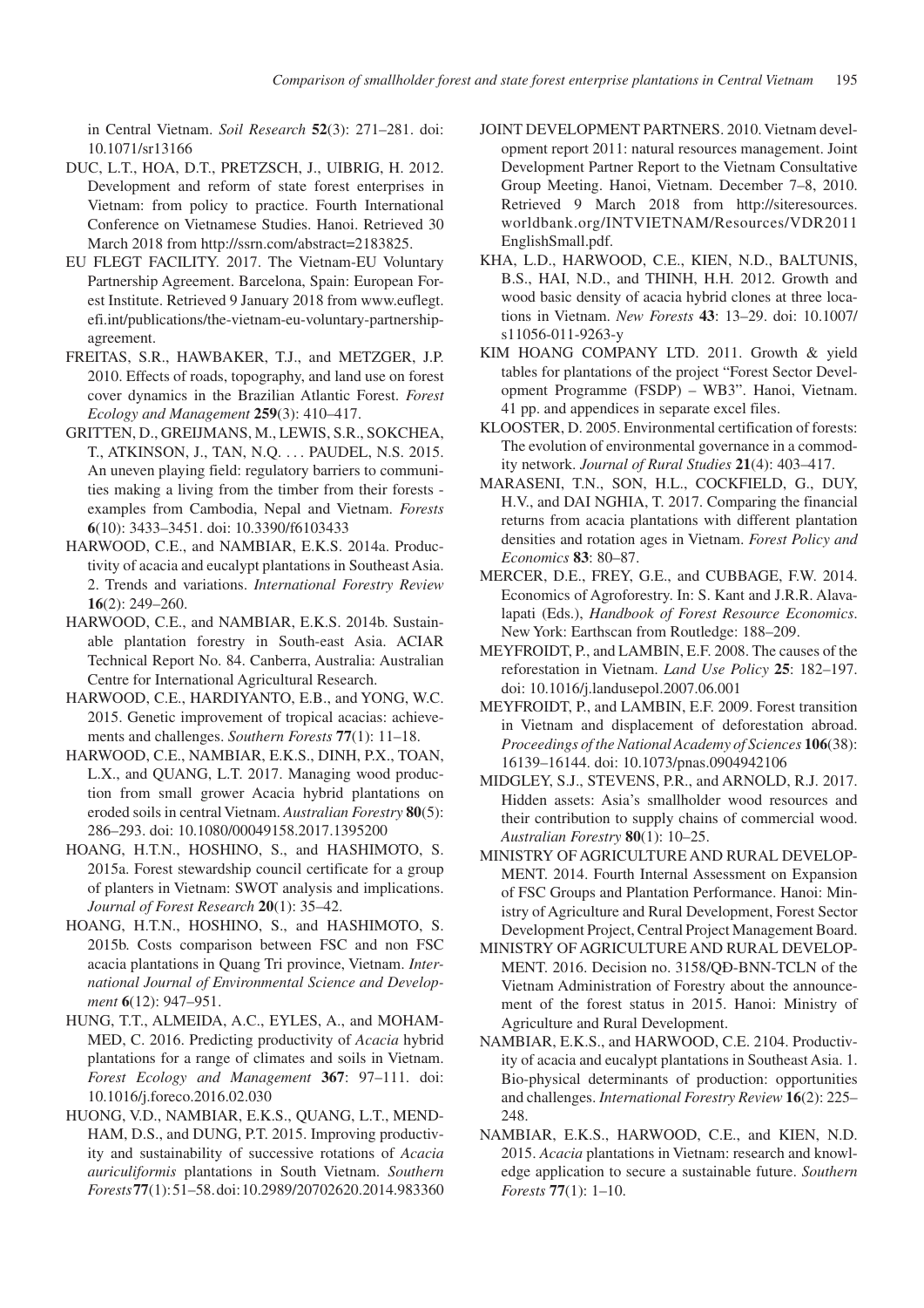in Central Vietnam. *Soil Research* **52**(3): 271–281. doi: 10.1071/sr13166

DUC, L.T., HOA, D.T., PRETZSCH, J., UIBRIG, H. 2012. Development and reform of state forest enterprises in Vietnam: from policy to practice. Fourth International Conference on Vietnamese Studies. Hanoi. Retrieved 30 March 2018 from http://ssrn.com/abstract=2183825.

EU FLEGT FACILITY. 2017. The Vietnam-EU Voluntary Partnership Agreement. Barcelona, Spain: European Forest Institute. Retrieved 9 January 2018 from www.euflegt.efi.int/publications/the-vietnam-eu-voluntary-partnership-agreement.

FREITAS, S.R., HAWBAKER, T.J., and METZGER, J.P. 2010. Effects of roads, topography, and land use on forest cover dynamics in the Brazilian Atlantic Forest. *Forest Ecology and Management* **259**(3): 410–417.

GRITTEN, D., GREIJMANS, M., LEWIS, S.R., SOKCHEA, T., ATKINSON, J., TAN, N.Q. . . . PAUDEL, N.S. 2015. An uneven playing field: regulatory barriers to communities making a living from the timber from their forests - examples from Cambodia, Nepal and Vietnam. *Forests* **6**(10): 3433–3451. doi: 10.3390/f6103433

HARWOOD, C.E., and NAMBIAR, E.K.S. 2014a. Productivity of acacia and eucalypt plantations in Southeast Asia. 2. Trends and variations. *International Forestry Review* **16**(2): 249–260.

HARWOOD, C.E., and NAMBIAR, E.K.S. 2014b. Sustainable plantation forestry in South-east Asia. ACIAR Technical Report No. 84. Canberra, Australia: Australian Centre for International Agricultural Research.

HARWOOD, C.E., HARDIYANTO, E.B., and YONG, W.C. 2015. Genetic improvement of tropical acacias: achievements and challenges. *Southern Forests* **77**(1): 11–18.

HARWOOD, C.E., NAMBIAR, E.K.S., DINH, P.X., TOAN, L.X., and QUANG, L.T. 2017. Managing wood production from small grower Acacia hybrid plantations on eroded soils in central Vietnam. *Australian Forestry* **80**(5): 286–293. doi: 10.1080/00049158.2017.1395200

HOANG, H.T.N., HOSHINO, S., and HASHIMOTO, S. 2015a. Forest stewardship council certificate for a group of planters in Vietnam: SWOT analysis and implications. *Journal of Forest Research* **20**(1): 35–42.

HOANG, H.T.N., HOSHINO, S., and HASHIMOTO, S. 2015b. Costs comparison between FSC and non FSC acacia plantations in Quang Tri province, Vietnam. *International Journal of Environmental Science and Development* **6**(12): 947–951.

HUNG, T.T., ALMEIDA, A.C., EYLES, A., and MOHAMMED, C. 2016. Predicting productivity of *Acacia* hybrid plantations for a range of climates and soils in Vietnam. *Forest Ecology and Management* **367**: 97–111. doi: 10.1016/j.foreco.2016.02.030

HUONG, V.D., NAMBIAR, E.K.S., QUANG, L.T., MENDHAM, D.S., and DUNG, P.T. 2015. Improving productivity and sustainability of successive rotations of *Acacia auriculiformis* plantations in South Vietnam. *Southern Forests* **77**(1): 51–58. doi: 10.2989/20702620.2014.983360

JOINT DEVELOPMENT PARTNERS. 2010. Vietnam development report 2011: natural resources management. Joint Development Partner Report to the Vietnam Consultative Group Meeting. Hanoi, Vietnam. December 7–8, 2010. Retrieved 9 March 2018 from http://siteresources.worldbank.org/INTVIETNAM/Resources/VDR2011EnglishSmall.pdf.

KHA, L.D., HARWOOD, C.E., KIEN, N.D., BALTUNIS, B.S., HAI, N.D., and THINH, H.H. 2012. Growth and wood basic density of acacia hybrid clones at three locations in Vietnam. *New Forests* **43**: 13–29. doi: 10.1007/s11056-011-9263-y

KIM HOANG COMPANY LTD. 2011. Growth & yield tables for plantations of the project "Forest Sector Development Programme (FSDP) – WB3". Hanoi, Vietnam. 41 pp. and appendices in separate excel files.

KLOOSTER, D. 2005. Environmental certification of forests: The evolution of environmental governance in a commodity network. *Journal of Rural Studies* **21**(4): 403–417.

MARASENI, T.N., SON, H.L., COCKFIELD, G., DUY, H.V., and DAI NGHIA, T. 2017. Comparing the financial returns from acacia plantations with different plantation densities and rotation ages in Vietnam. *Forest Policy and Economics* **83**: 80–87.

MERCER, D.E., FREY, G.E., and CUBBAGE, F.W. 2014. Economics of Agroforestry. In: S. Kant and J.R.R. Alavalapati (Eds.), *Handbook of Forest Resource Economics*. New York: Earthscan from Routledge: 188–209.

MEYFROIDT, P., and LAMBIN, E.F. 2008. The causes of the reforestation in Vietnam. *Land Use Policy* **25**: 182–197. doi: 10.1016/j.landusepol.2007.06.001

MEYFROIDT, P., and LAMBIN, E.F. 2009. Forest transition in Vietnam and displacement of deforestation abroad. *Proceedings of the National Academy of Sciences* **106**(38): 16139–16144. doi: 10.1073/pnas.0904942106

MIDGLEY, S.J., STEVENS, P.R., and ARNOLD, R.J. 2017. Hidden assets: Asia's smallholder wood resources and their contribution to supply chains of commercial wood. *Australian Forestry* **80**(1): 10–25.

MINISTRY OF AGRICULTURE AND RURAL DEVELOPMENT. 2014. Fourth Internal Assessment on Expansion of FSC Groups and Plantation Performance. Hanoi: Ministry of Agriculture and Rural Development, Forest Sector Development Project, Central Project Management Board.

MINISTRY OF AGRICULTURE AND RURAL DEVELOPMENT. 2016. Decision no. 3158/QĐ-BNN-TCLN of the Vietnam Administration of Forestry about the announcement of the forest status in 2015. Hanoi: Ministry of Agriculture and Rural Development.

NAMBIAR, E.K.S., and HARWOOD, C.E. 2104. Productivity of acacia and eucalypt plantations in Southeast Asia. 1. Bio-physical determinants of production: opportunities and challenges. *International Forestry Review* **16**(2): 225–248.

NAMBIAR, E.K.S., HARWOOD, C.E., and KIEN, N.D. 2015. *Acacia* plantations in Vietnam: research and knowledge application to secure a sustainable future. *Southern Forests* **77**(1): 1–10.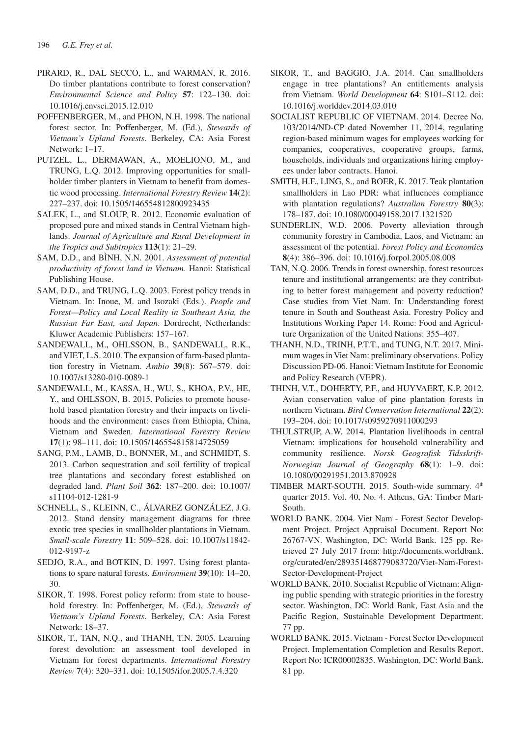PIRARD, R., DAL SECCO, L., and WARMAN, R. 2016. Do timber plantations contribute to forest conservation? *Environmental Science and Policy* **57**: 122–130. doi: 10.1016/j.envsci.2015.12.010

POFFENBERGER, M., and PHON, N.H. 1998. The national forest sector. In: Poffenberger, M. (Ed.), *Stewards of Vietnam's Upland Forests*. Berkeley, CA: Asia Forest Network: 1–17.

PUTZEL, L., DERMAWAN, A., MOELIONO, M., and TRUNG, L.Q. 2012. Improving opportunities for smallholder timber planters in Vietnam to benefit from domestic wood processing. *International Forestry Review* **14**(2): 227–237. doi: 10.1505/146554812800923435

SALEK, L., and SLOUP, R. 2012. Economic evaluation of proposed pure and mixed stands in Central Vietnam highlands. *Journal of Agriculture and Rural Development in the Tropics and Subtropics* **113**(1): 21–29.

SAM, D.D., and BÌNH, N.N. 2001. *Assessment of potential productivity of forest land in Vietnam*. Hanoi: Statistical Publishing House.

SAM, D.D., and TRUNG, L.Q. 2003. Forest policy trends in Vietnam. In: Inoue, M. and Isozaki (Eds.). *People and Forest—Policy and Local Reality in Southeast Asia, the Russian Far East, and Japan*. Dordrecht, Netherlands: Kluwer Academic Publishers: 157–167.

SANDEWALL, M., OHLSSON, B., SANDEWALL, R.K., and VIET, L.S. 2010. The expansion of farm-based plantation forestry in Vietnam. *Ambio* **39**(8): 567–579. doi: 10.1007/s13280-010-0089-1

SANDEWALL, M., KASSA, H., WU, S., KHOA, P.V., HE, Y., and OHLSSON, B. 2015. Policies to promote household based plantation forestry and their impacts on livelihoods and the environment: cases from Ethiopia, China, Vietnam and Sweden. *International Forestry Review* **17**(1): 98–111. doi: 10.1505/146554815814725059

SANG, P.M., LAMB, D., BONNER, M., and SCHMIDT, S. 2013. Carbon sequestration and soil fertility of tropical tree plantations and secondary forest established on degraded land. *Plant Soil* **362**: 187–200. doi: 10.1007/s11104-012-1281-9

SCHNELL, S., KLEINN, C., ÁLVAREZ GONZÁLEZ, J.G. 2012. Stand density management diagrams for three exotic tree species in smallholder plantations in Vietnam. *Small-scale Forestry* **11**: 509–528. doi: 10.1007/s11842-012-9197-z

SEDJO, R.A., and BOTKIN, D. 1997. Using forest plantations to spare natural forests. *Environment* **39**(10): 14–20, 30.

SIKOR, T. 1998. Forest policy reform: from state to household forestry. In: Poffenberger, M. (Ed.), *Stewards of Vietnam's Upland Forests*. Berkeley, CA: Asia Forest Network: 18–37.

SIKOR, T., TAN, N.Q., and THANH, T.N. 2005. Learning forest devolution: an assessment tool developed in Vietnam for forest departments. *International Forestry Review* **7**(4): 320–331. doi: 10.1505/ifor.2005.7.4.320

SIKOR, T., and BAGGIO, J.A. 2014. Can smallholders engage in tree plantations? An entitlements analysis from Vietnam. *World Development* **64**: S101–S112. doi: 10.1016/j.worlddev.2014.03.010

SOCIALIST REPUBLIC OF VIETNAM. 2014. Decree No. 103/2014/ND-CP dated November 11, 2014, regulating region-based minimum wages for employees working for companies, cooperatives, cooperative groups, farms, households, individuals and organizations hiring employees under labor contracts. Hanoi.

SMITH, H.F., LING, S., and BOER, K. 2017. Teak plantation smallholders in Lao PDR: what influences compliance with plantation regulations? *Australian Forestry* **80**(3): 178–187. doi: 10.1080/00049158.2017.1321520

SUNDERLIN, W.D. 2006. Poverty alleviation through community forestry in Cambodia, Laos, and Vietnam: an assessment of the potential. *Forest Policy and Economics* **8**(4): 386–396. doi: 10.1016/j.forpol.2005.08.008

TAN, N.Q. 2006. Trends in forest ownership, forest resources tenure and institutional arrangements: are they contributing to better forest management and poverty reduction? Case studies from Viet Nam. In: Understanding forest tenure in South and Southeast Asia. Forestry Policy and Institutions Working Paper 14. Rome: Food and Agriculture Organization of the United Nations: 355–407.

THANH, N.D., TRINH, P.T.T., and TUNG, N.T. 2017. Minimum wages in Viet Nam: preliminary observations. Policy Discussion PD-06. Hanoi: Vietnam Institute for Economic and Policy Research (VEPR).

THINH, V.T., DOHERTY, P.F., and HUYVAERT, K.P. 2012. Avian conservation value of pine plantation forests in northern Vietnam. *Bird Conservation International* **22**(2): 193–204. doi: 10.1017/s0959270911000293

THULSTRUP, A.W. 2014. Plantation livelihoods in central Vietnam: implications for household vulnerability and community resilience. *Norsk Geografisk Tidsskrift-Norwegian Journal of Geography* **68**(1): 1–9. doi: 10.1080/00291951.2013.870928

TIMBER MART-SOUTH. 2015. South-wide summary. 4th quarter 2015. Vol. 40, No. 4. Athens, GA: Timber Mart-South.

WORLD BANK. 2004. Viet Nam - Forest Sector Development Project. Project Appraisal Document. Report No: 26767-VN. Washington, DC: World Bank. 125 pp. Retrieved 27 July 2017 from: http://documents.worldbank.org/curated/en/289351468779083720/Viet-Nam-Forest-Sector-Development-Project

WORLD BANK. 2010. Socialist Republic of Vietnam: Aligning public spending with strategic priorities in the forestry sector. Washington, DC: World Bank, East Asia and the Pacific Region, Sustainable Development Department. 77 pp.

WORLD BANK. 2015. Vietnam - Forest Sector Development Project. Implementation Completion and Results Report. Report No: ICR00002835. Washington, DC: World Bank. 81 pp.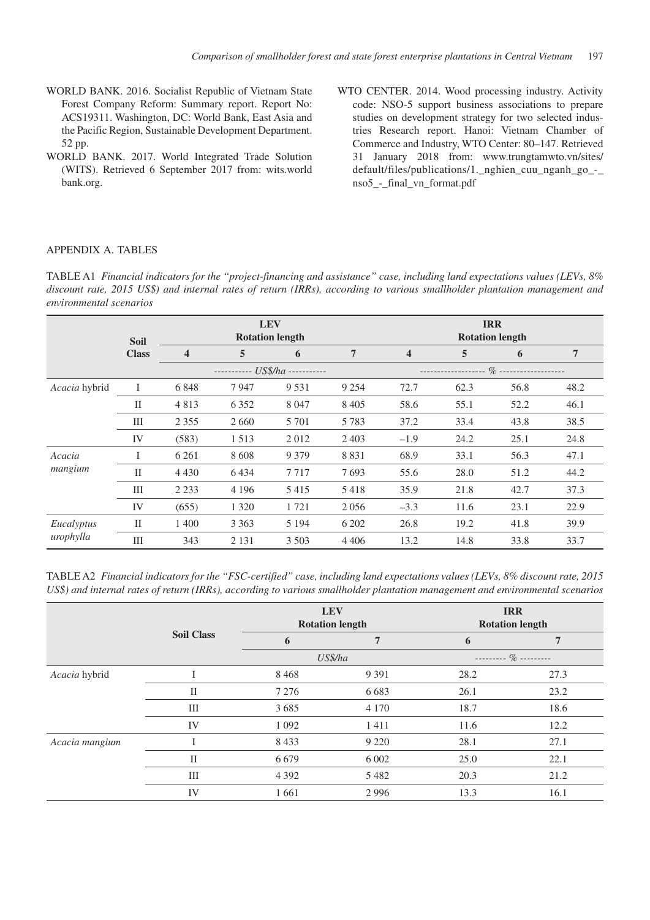WORLD BANK. 2016. Socialist Republic of Vietnam State Forest Company Reform: Summary report. Report No: ACS19311. Washington, DC: World Bank, East Asia and the Pacific Region, Sustainable Development Department. 52 pp.

WORLD BANK. 2017. World Integrated Trade Solution (WITS). Retrieved 6 September 2017 from: wits.worldbank.org.

WTO CENTER. 2014. Wood processing industry. Activity code: NSO-5 support business associations to prepare studies on development strategy for two selected industries Research report. Hanoi: Vietnam Chamber of Commerce and Industry, WTO Center: 80–147. Retrieved 31 January 2018 from: www.trungtamwto.vn/sites/default/files/publications/1._nghien_cuu_nganh_go_-_nso5_-_final_vn_format.pdf

## APPENDIX A. TABLES

TABLE A1 *Financial indicators for the "project-financing and assistance" case, including land expectations values (LEVs, 8% discount rate, 2015 US$) and internal rates of return (IRRs), according to various smallholder plantation management and environmental scenarios*

| | Soil Class | LEV Rotation length | | | | IRR Rotation length | | | |
|---|---|---|---|---|---|---|---|---|---|
| | | 4 | 5 | 6 | 7 | 4 | 5 | 6 | 7 |
| | | ----------- US$/ha ----------- | | | | ------------------- % ------------------- | | | |
| *Acacia* hybrid | I | 6 848 | 7 947 | 9 531 | 9 254 | 72.7 | 62.3 | 56.8 | 48.2 |
| | II | 4 813 | 6 352 | 8 047 | 8 405 | 58.6 | 55.1 | 52.2 | 46.1 |
| | III | 2 355 | 2 660 | 5 701 | 5 783 | 37.2 | 33.4 | 43.8 | 38.5 |
| | IV | (583) | 1 513 | 2 012 | 2 403 | –1.9 | 24.2 | 25.1 | 24.8 |
| *Acacia mangium* | I | 6 261 | 8 608 | 9 379 | 8 831 | 68.9 | 33.1 | 56.3 | 47.1 |
| | II | 4 430 | 6 434 | 7 717 | 7 693 | 55.6 | 28.0 | 51.2 | 44.2 |
| | III | 2 233 | 4 196 | 5 415 | 5 418 | 35.9 | 21.8 | 42.7 | 37.3 |
| | IV | (655) | 1 320 | 1 721 | 2 056 | –3.3 | 11.6 | 23.1 | 22.9 |
| *Eucalyptus urophylla* | II | 1 400 | 3 363 | 5 194 | 6 202 | 26.8 | 19.2 | 41.8 | 39.9 |
| | III | 343 | 2 131 | 3 503 | 4 406 | 13.2 | 14.8 | 33.8 | 33.7 |

TABLE A2 *Financial indicators for the "FSC-certified" case, including land expectations values (LEVs, 8% discount rate, 2015 US$) and internal rates of return (IRRs), according to various smallholder plantation management and environmental scenarios*

| | Soil Class | LEV Rotation length | | IRR Rotation length | |
|---|---|---|---|---|---|
| | | 6 | 7 | 6 | 7 |
| | | US$/ha | | --------- % --------- | |
| *Acacia* hybrid | I | 8 468 | 9 391 | 28.2 | 27.3 |
| | II | 7 276 | 6 683 | 26.1 | 23.2 |
| | III | 3 685 | 4 170 | 18.7 | 18.6 |
| | IV | 1 092 | 1 411 | 11.6 | 12.2 |
| *Acacia mangium* | I | 8 433 | 9 220 | 28.1 | 27.1 |
| | II | 6 679 | 6 002 | 25.0 | 22.1 |
| | III | 4 392 | 5 482 | 20.3 | 21.2 |
| | IV | 1 661 | 2 996 | 13.3 | 16.1 |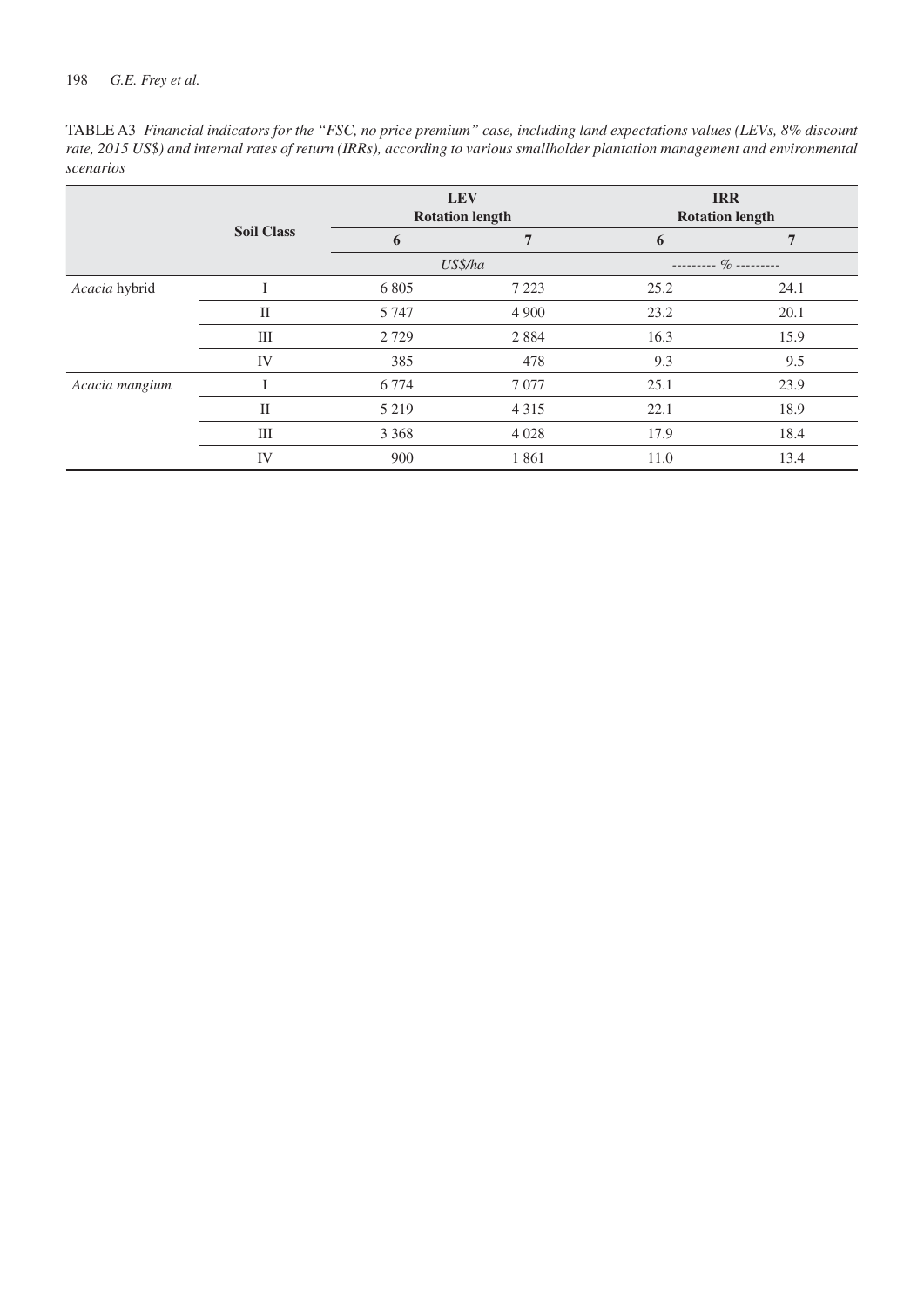TABLE A3 *Financial indicators for the "FSC, no price premium" case, including land expectations values (LEVs, 8% discount rate, 2015 US$) and internal rates of return (IRRs), according to various smallholder plantation management and environmental scenarios*

| | Soil Class | LEV Rotation length | | IRR Rotation length | |
|---|---|---|---|---|---|
| | | 6 | 7 | 6 | 7 |
| | | *US$/ha* | | --------- % --------- | |
| *Acacia* hybrid | I | 6 805 | 7 223 | 25.2 | 24.1 |
| | II | 5 747 | 4 900 | 23.2 | 20.1 |
| | III | 2 729 | 2 884 | 16.3 | 15.9 |
| | IV | 385 | 478 | 9.3 | 9.5 |
| *Acacia mangium* | I | 6 774 | 7 077 | 25.1 | 23.9 |
| | II | 5 219 | 4 315 | 22.1 | 18.9 |
| | III | 3 368 | 4 028 | 17.9 | 18.4 |
| | IV | 900 | 1 861 | 11.0 | 13.4 |